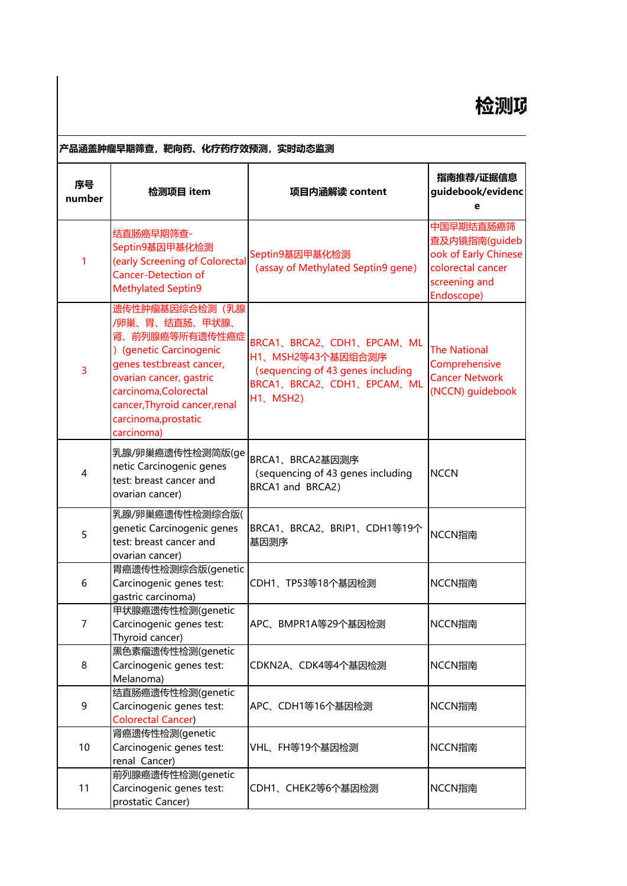# 检测项

**产品涵盖肿瘤早期筛查，靶向药、化疗药疗效预测，实时动态监测**

| 序号 number | 检测项目 item | 项目内涵解读 content | 指南推荐/证据信息 guidebook/evidence |
|---|---|---|---|
| 1 | 结直肠癌早期筛查-Septin9基因甲基化检测 (early Screening of Colorectal Cancer-Detection of Methylated Septin9 | Septin9基因甲基化检测 (assay of Methylated Septin9 gene) | 中国早期结直肠癌筛查及内镜指南(guidebook of Early Chinese colorectal cancer screening and Endoscope) |
| 3 | 遗传性肿瘤基因综合检测（乳腺/卵巢、胃、结直肠、甲状腺、肾、前列腺癌等所有遗传性癌症）(genetic Carcinogenic genes test:breast cancer, ovarian cancer, gastric carcinoma,Colorectal cancer,Thyroid cancer,renal carcinoma,prostatic carcinoma) | BRCA1、BRCA2、CDH1、EPCAM、MLH1、MSH2等43个基因组合测序 (sequencing of 43 genes including BRCA1、BRCA2、CDH1、EPCAM、MLH1、MSH2) | The National Comprehensive Cancer Network (NCCN) guidebook |
| 4 | 乳腺/卵巢癌遗传性检测简版(genetic Carcinogenic genes test: breast cancer and ovarian cancer) | BRCA1、BRCA2基因测序 (sequencing of 43 genes including BRCA1 and BRCA2) | NCCN |
| 5 | 乳腺/卵巢癌遗传性检测综合版(genetic Carcinogenic genes test: breast cancer and ovarian cancer) | BRCA1、BRCA2、BRIP1、CDH1等19个基因测序 | NCCN指南 |
| 6 | 胃癌遗传性检测综合版(genetic Carcinogenic genes test: gastric carcinoma) | CDH1、TP53等18个基因检测 | NCCN指南 |
| 7 | 甲状腺癌遗传性检测(genetic Carcinogenic genes test: Thyroid cancer) | APC、BMPR1A等29个基因检测 | NCCN指南 |
| 8 | 黑色素瘤遗传性检测(genetic Carcinogenic genes test: Melanoma) | CDKN2A、CDK4等4个基因检测 | NCCN指南 |
| 9 | 结直肠癌遗传性检测(genetic Carcinogenic genes test: Colorectal Cancer) | APC、CDH1等16个基因检测 | NCCN指南 |
| 10 | 肾癌遗传性检测(genetic Carcinogenic genes test: renal Cancer) | VHL、FH等19个基因检测 | NCCN指南 |
| 11 | 前列腺癌遗传性检测(genetic Carcinogenic genes test: prostatic Cancer) | CDH1、CHEK2等6个基因检测 | NCCN指南 |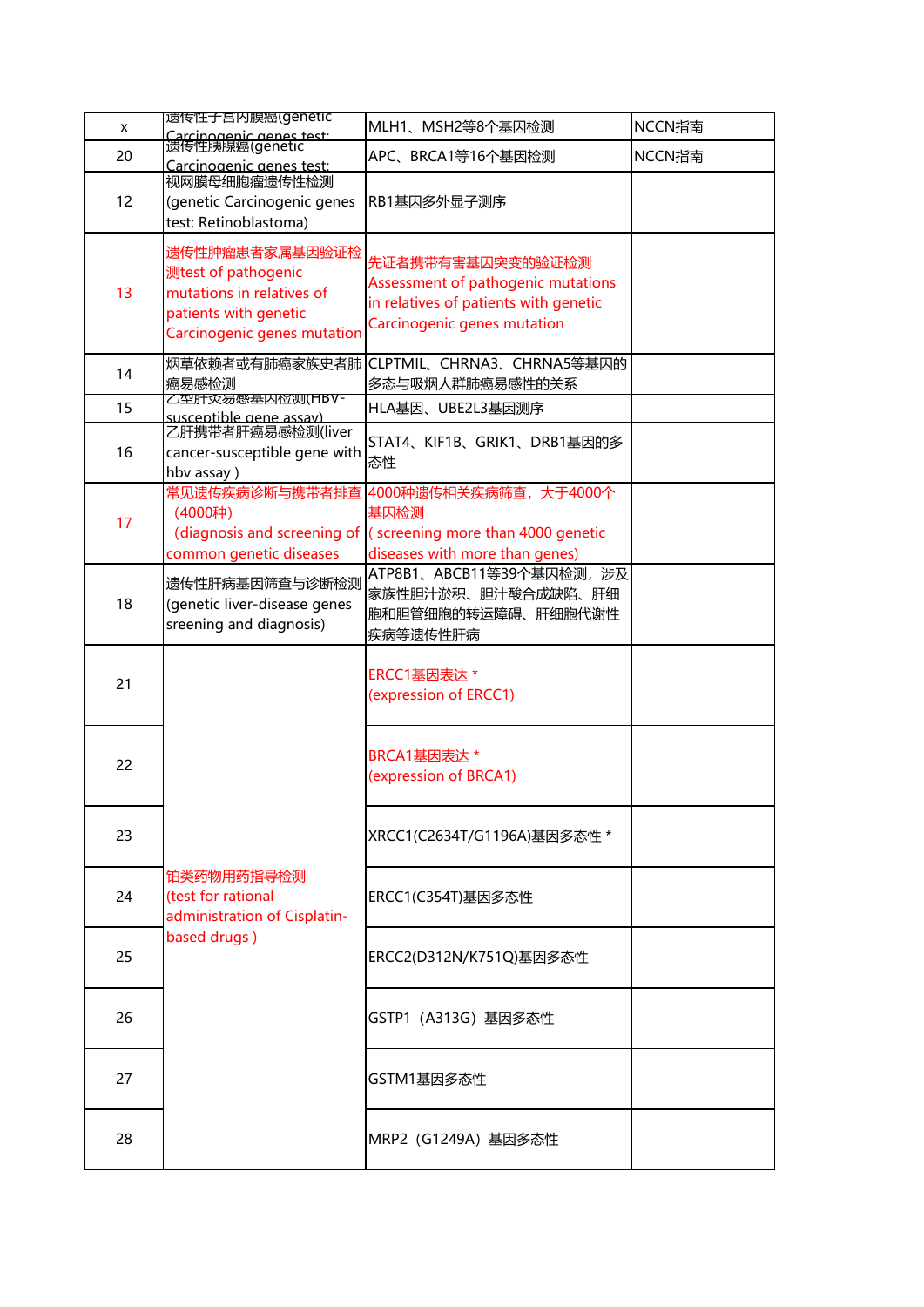| x | 遗传性子宫内膜癌(genetic Carcinogenic genes test: | MLH1、MSH2等8个基因检测 | NCCN指南 |
|---|---|---|---|
| 20 | 遗传性胰腺癌(genetic Carcinogenic genes test: | APC、BRCA1等16个基因检测 | NCCN指南 |
| 12 | 视网膜母细胞瘤遗传性检测(genetic Carcinogenic genes test: Retinoblastoma) | RB1基因多外显子测序 | |
| 13 | 遗传性肿瘤患者家属基因验证检测test of pathogenic mutations in relatives of patients with genetic Carcinogenic genes mutation | 先证者携带有害基因突变的验证检测 Assessment of pathogenic mutations in relatives of patients with genetic Carcinogenic genes mutation | |
| 14 | 烟草依赖者或有肺癌家族史者肺癌易感检测 | CLPTMIL、CHRNA3、CHRNA5等基因的多态与吸烟人群肺癌易感性的关系 | |
| 15 | 乙型肝炎易感基因检测(HBV-susceptible gene assay) | HLA基因、UBE2L3基因测序 | |
| 16 | 乙肝携带者肝癌易感检测(liver cancer-susceptible gene with hbv assay ) | STAT4、KIF1B、GRIK1、DRB1基因的多态性 | |
| 17 | 常见遗传疾病诊断与携带者排查（4000种）(diagnosis and screening of common genetic diseases | 4000种遗传相关疾病筛查，大于4000个基因检测( screening more than 4000 genetic diseases with more than genes) | |
| 18 | 遗传性肝病基因筛查与诊断检测(genetic liver-disease genes sreening and diagnosis) | ATP8B1、ABCB11等39个基因检测，涉及家族性胆汁淤积、胆汁酸合成缺陷、肝细胞和胆管细胞的转运障碍、肝细胞代谢性疾病等遗传性肝病 | |
| 21 | 铂类药物用药指导检测(test for rational administration of Cisplatin-based drugs ) | ERCC1基因表达 *(expression of ERCC1) | |
| 22 | | BRCA1基因表达 *(expression of BRCA1) | |
| 23 | | XRCC1(C2634T/G1196A)基因多态性 * | |
| 24 | | ERCC1(C354T)基因多态性 | |
| 25 | | ERCC2(D312N/K751Q)基因多态性 | |
| 26 | | GSTP1（A313G）基因多态性 | |
| 27 | | GSTM1基因多态性 | |
| 28 | | MRP2（G1249A）基因多态性 | |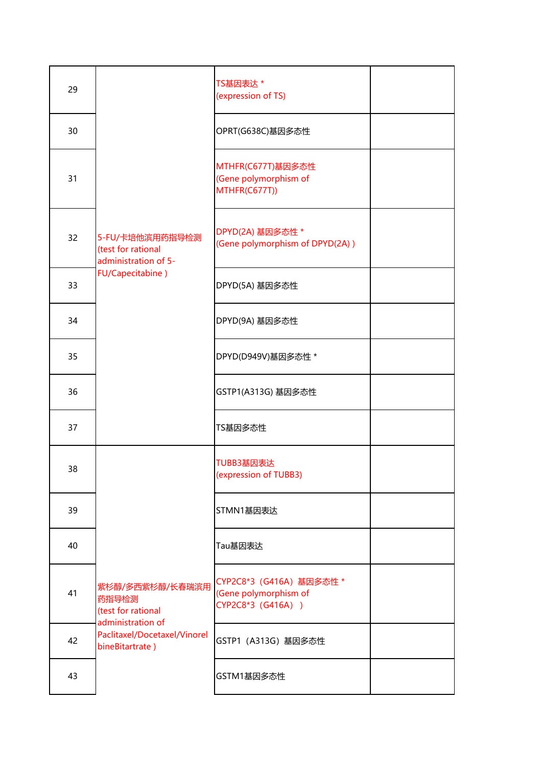| | | | |
|---|---|---|---|
| 29 | 5-FU/卡培他滨用药指导检测 (test for rational administration of 5-FU/Capecitabine ) | TS基因表达 * (expression of TS) | |
| 30 | | OPRT(G638C)基因多态性 | |
| 31 | | MTHFR(C677T)基因多态性 (Gene polymorphism of MTHFR(C677T)) | |
| 32 | | DPYD(2A) 基因多态性 * (Gene polymorphism of DPYD(2A) ) | |
| 33 | | DPYD(5A) 基因多态性 | |
| 34 | | DPYD(9A) 基因多态性 | |
| 35 | | DPYD(D949V)基因多态性 * | |
| 36 | | GSTP1(A313G) 基因多态性 | |
| 37 | | TS基因多态性 | |
| 38 | 紫杉醇/多西紫杉醇/长春瑞滨用药指导检测 (test for rational administration of Paclitaxel/Docetaxel/VinorelbineBitartrate ) | TUBB3基因表达 (expression of TUBB3) | |
| 39 | | STMN1基因表达 | |
| 40 | | Tau基因表达 | |
| 41 | | CYP2C8*3（G416A）基因多态性 * (Gene polymorphism of CYP2C8*3（G416A）) | |
| 42 | | GSTP1（A313G）基因多态性 | |
| 43 | | GSTM1基因多态性 | |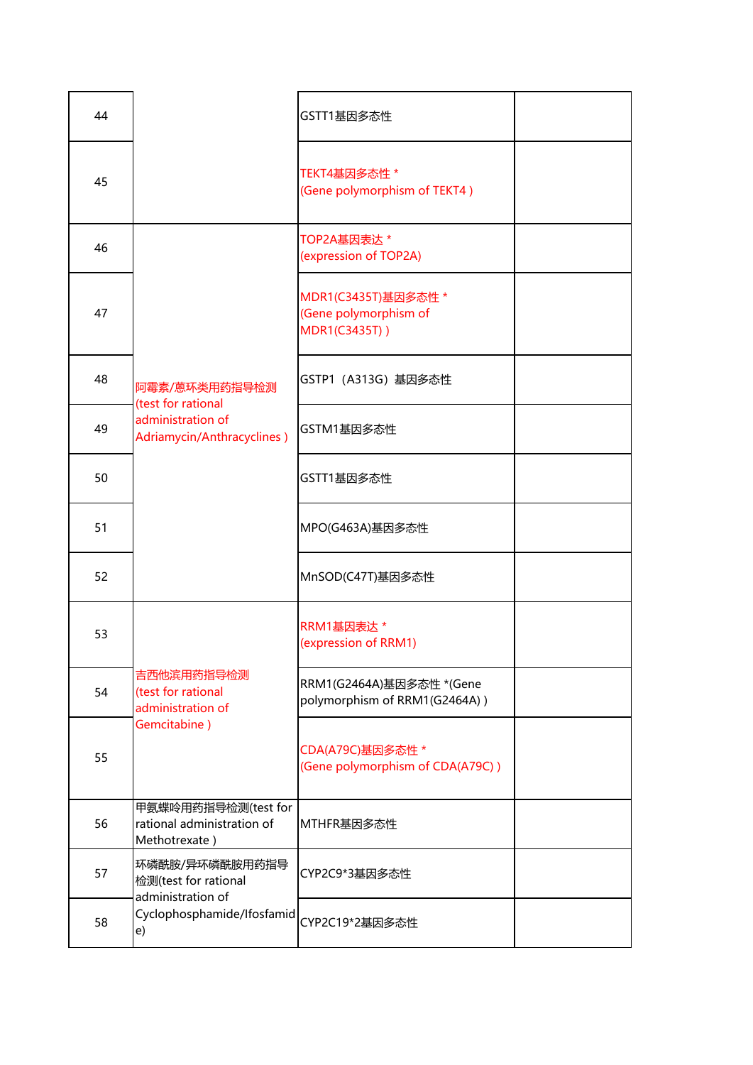| | | | |
|---|---|---|---|
| 44 | | GSTT1基因多态性 | |
| 45 | | TEKT4基因多态性 *<br>(Gene polymorphism of TEKT4 ) | |
| 46 | 阿霉素/蒽环类用药指导检测<br>(test for rational administration of Adriamycin/Anthracyclines ) | TOP2A基因表达 *<br>(expression of TOP2A) | |
| 47 | | MDR1(C3435T)基因多态性 *<br>(Gene polymorphism of MDR1(C3435T) ) | |
| 48 | | GSTP1（A313G）基因多态性 | |
| 49 | | GSTM1基因多态性 | |
| 50 | | GSTT1基因多态性 | |
| 51 | | MPO(G463A)基因多态性 | |
| 52 | | MnSOD(C47T)基因多态性 | |
| 53 | 吉西他滨用药指导检测<br>(test for rational administration of Gemcitabine ) | RRM1基因表达 *<br>(expression of RRM1) | |
| 54 | | RRM1(G2464A)基因多态性 *(Gene polymorphism of RRM1(G2464A) ) | |
| 55 | | CDA(A79C)基因多态性 *<br>(Gene polymorphism of CDA(A79C) ) | |
| 56 | 甲氨蝶呤用药指导检测(test for rational administration of Methotrexate ) | MTHFR基因多态性 | |
| 57 | 环磷酰胺/异环磷酰胺用药指导检测(test for rational administration of Cyclophosphamide/Ifosfamide) | CYP2C9*3基因多态性 | |
| 58 | | CYP2C19*2基因多态性 | |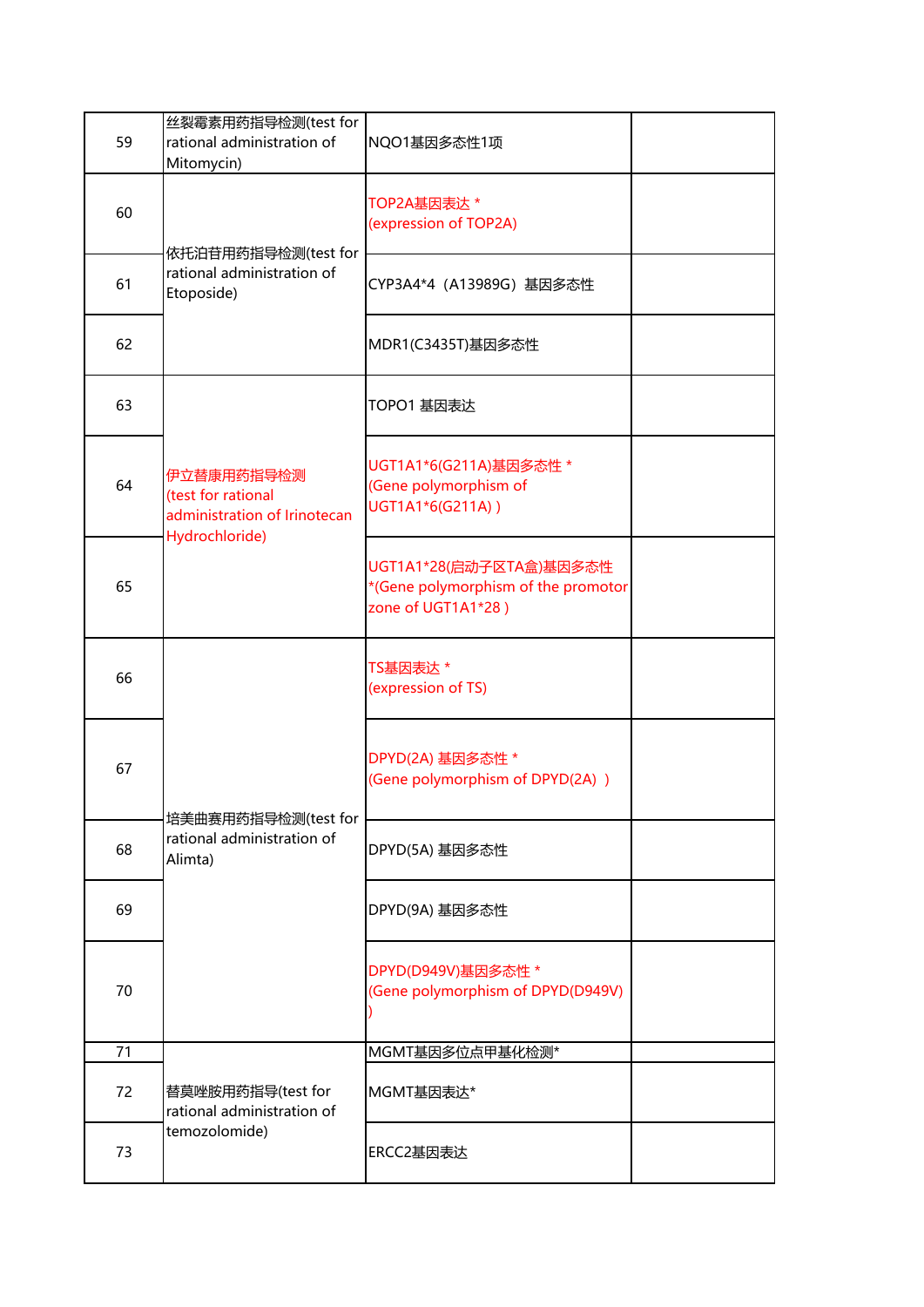| 59 | 丝裂霉素用药指导检测(test for rational administration of Mitomycin) | NQO1基因多态性1项 | |
|---|---|---|---|
| 60 | 依托泊苷用药指导检测(test for rational administration of Etoposide) | TOP2A基因表达 * (expression of TOP2A) | |
| 61 | | CYP3A4*4（A13989G）基因多态性 | |
| 62 | | MDR1(C3435T)基因多态性 | |
| 63 | 伊立替康用药指导检测 (test for rational administration of Irinotecan Hydrochloride) | TOPO1 基因表达 | |
| 64 | | UGT1A1*6(G211A)基因多态性 * (Gene polymorphism of UGT1A1*6(G211A) ) | |
| 65 | | UGT1A1*28(启动子区TA盒)基因多态性 *(Gene polymorphism of the promotor zone of UGT1A1*28 ) | |
| 66 | 培美曲赛用药指导检测(test for rational administration of Alimta) | TS基因表达 * (expression of TS) | |
| 67 | | DPYD(2A) 基因多态性 * (Gene polymorphism of DPYD(2A) ) | |
| 68 | | DPYD(5A) 基因多态性 | |
| 69 | | DPYD(9A) 基因多态性 | |
| 70 | | DPYD(D949V)基因多态性 * (Gene polymorphism of DPYD(D949V) ) | |
| 71 | 替莫唑胺用药指导(test for rational administration of temozolomide) | MGMT基因多位点甲基化检测* | |
| 72 | | MGMT基因表达* | |
| 73 | | ERCC2基因表达 | |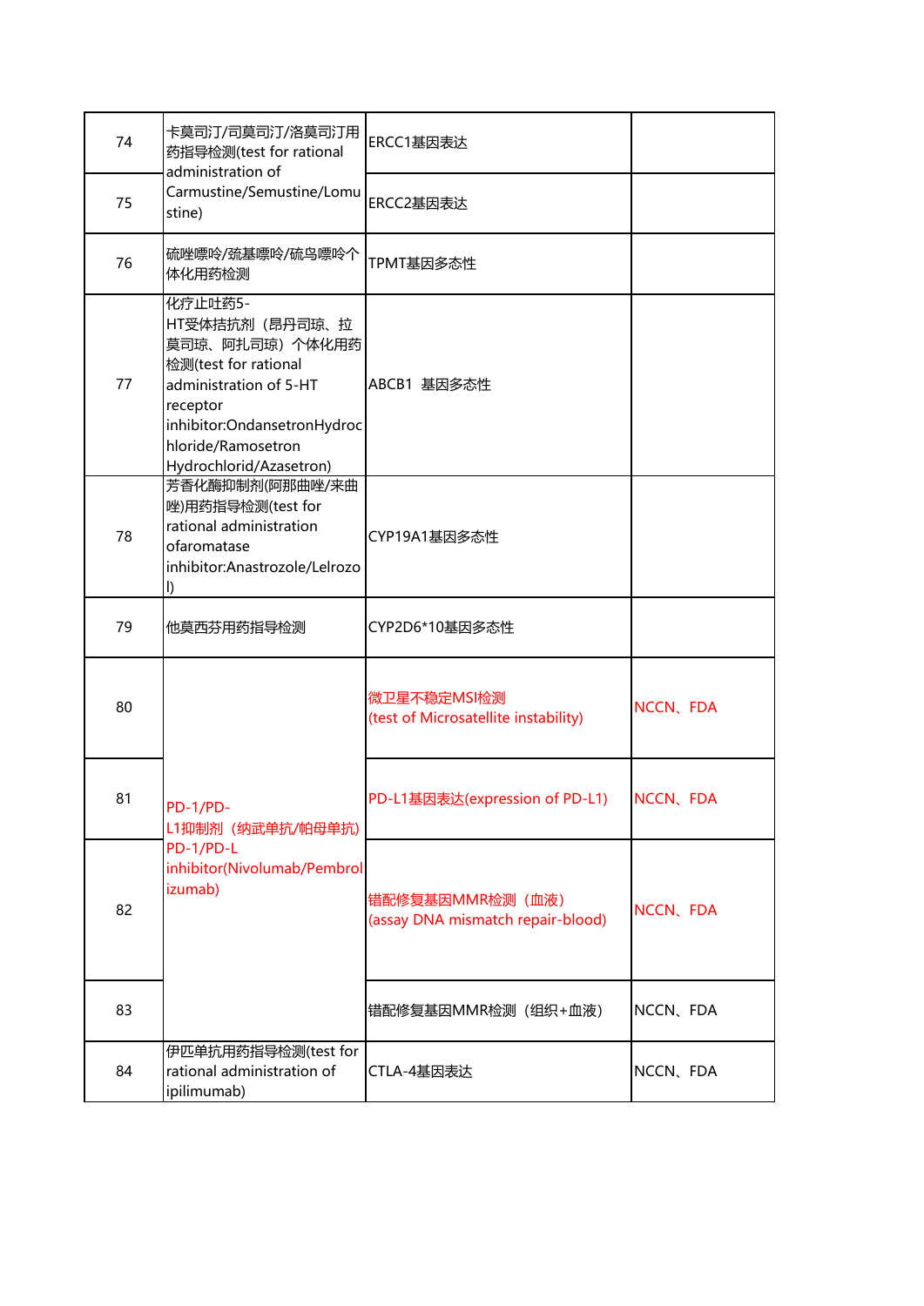| | | | |
|---|---|---|---|
| 74 | 卡莫司汀/司莫司汀/洛莫司汀用药指导检测(test for rational administration of Carmustine/Semustine/Lomustine) | ERCC1基因表达 | |
| 75 | | ERCC2基因表达 | |
| 76 | 硫唑嘌呤/巯基嘌呤/硫鸟嘌呤个体化用药检测 | TPMT基因多态性 | |
| 77 | 化疗止吐药5-HT受体拮抗剂（昂丹司琼、拉莫司琼、阿扎司琼）个体化用药检测(test for rational administration of 5-HT receptor inhibitor:OndansetronHydrochloride/Ramosetron Hydrochlorid/Azasetron) | ABCB1 基因多态性 | |
| 78 | 芳香化酶抑制剂(阿那曲唑/来曲唑)用药指导检测(test for rational administration ofaromatase inhibitor:Anastrozole/Lelrozol) | CYP19A1基因多态性 | |
| 79 | 他莫西芬用药指导检测 | CYP2D6*10基因多态性 | |
| 80 | PD-1/PD-L1抑制剂（纳武单抗/帕母单抗) PD-1/PD-L inhibitor(Nivolumab/Pembrolizumab) | 微卫星不稳定MSI检测 (test of Microsatellite instability) | NCCN、FDA |
| 81 | | PD-L1基因表达(expression of PD-L1) | NCCN、FDA |
| 82 | | 错配修复基因MMR检测（血液）(assay DNA mismatch repair-blood) | NCCN、FDA |
| 83 | | 错配修复基因MMR检测（组织+血液） | NCCN、FDA |
| 84 | 伊匹单抗用药指导检测(test for rational administration of ipilimumab) | CTLA-4基因表达 | NCCN、FDA |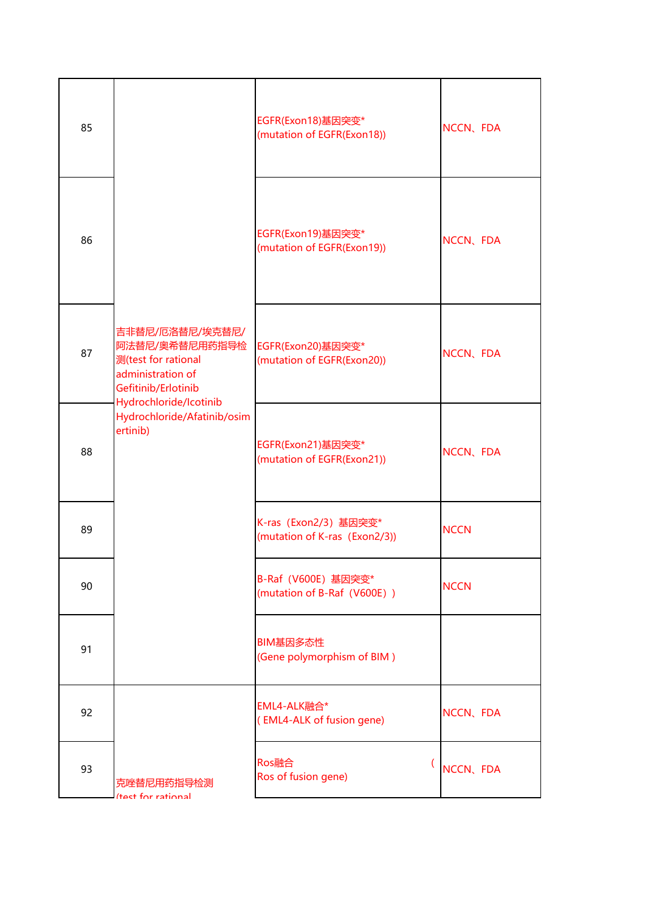| | | | |
|---|---|---|---|
| 85 | 吉非替尼/厄洛替尼/埃克替尼/阿法替尼/奥希替尼用药指导检测(test for rational administration of Gefitinib/Erlotinib Hydrochloride/Icotinib Hydrochloride/Afatinib/osimertinib) | EGFR(Exon18)基因突变*<br>(mutation of EGFR(Exon18)) | NCCN、FDA |
| 86 | | EGFR(Exon19)基因突变*<br>(mutation of EGFR(Exon19)) | NCCN、FDA |
| 87 | | EGFR(Exon20)基因突变*<br>(mutation of EGFR(Exon20)) | NCCN、FDA |
| 88 | | EGFR(Exon21)基因突变*<br>(mutation of EGFR(Exon21)) | NCCN、FDA |
| 89 | | K-ras（Exon2/3）基因突变*<br>(mutation of K-ras（Exon2/3)) | NCCN |
| 90 | | B-Raf（V600E）基因突变*<br>(mutation of B-Raf（V600E）) | NCCN |
| 91 | | BIM基因多态性<br>(Gene polymorphism of BIM ) | |
| 92 | 克唑替尼用药指导检测<br>(test for rational | EML4-ALK融合*<br>( EML4-ALK of fusion gene) | NCCN、FDA |
| 93 | | Ros融合 （<br>Ros of fusion gene) | NCCN、FDA |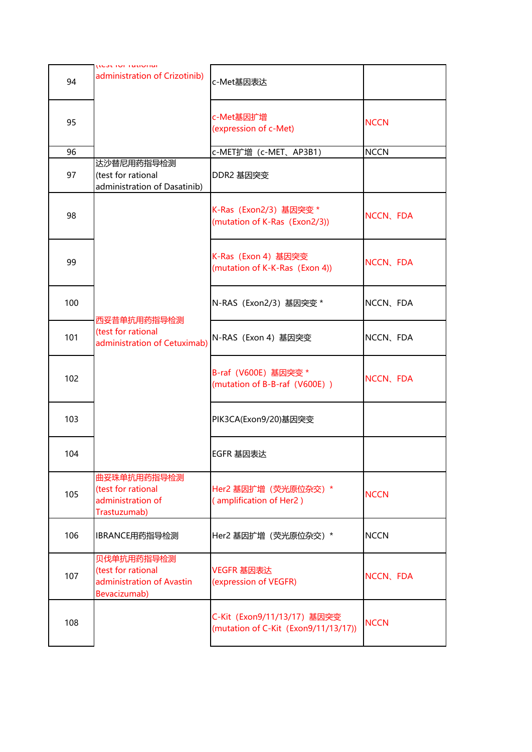| | | | |
|---|---|---|---|
| 94 | (test for rational administration of Crizotinib) | c-Met基因表达 | |
| 95 | | c-Met基因扩增 (expression of c-Met) | NCCN |
| 96 | | c-MET扩增（c-MET、AP3B1） | NCCN |
| 97 | 达沙替尼用药指导检测 (test for rational administration of Dasatinib) | DDR2 基因突变 | |
| 98 | 西妥昔单抗用药指导检测 (test for rational administration of Cetuximab) | K-Ras（Exon2/3）基因突变 * (mutation of K-Ras（Exon2/3)) | NCCN、FDA |
| 99 | | K-Ras（Exon 4）基因突变 (mutation of K-K-Ras（Exon 4)) | NCCN、FDA |
| 100 | | N-RAS（Exon2/3）基因突变 * | NCCN、FDA |
| 101 | | N-RAS（Exon 4）基因突变 | NCCN、FDA |
| 102 | | B-raf（V600E）基因突变 * (mutation of B-B-raf（V600E）) | NCCN、FDA |
| 103 | | PIK3CA(Exon9/20)基因突变 | |
| 104 | | EGFR 基因表达 | |
| 105 | 曲妥珠单抗用药指导检测 (test for rational administration of Trastuzumab) | Her2 基因扩增（荧光原位杂交）* ( amplification of Her2 ) | NCCN |
| 106 | IBRANCE用药指导检测 | Her2 基因扩增（荧光原位杂交）* | NCCN |
| 107 | 贝伐单抗用药指导检测 (test for rational administration of Avastin Bevacizumab) | VEGFR 基因表达 (expression of VEGFR) | NCCN、FDA |
| 108 | | C-Kit（Exon9/11/13/17）基因突变 (mutation of C-Kit（Exon9/11/13/17)) | NCCN |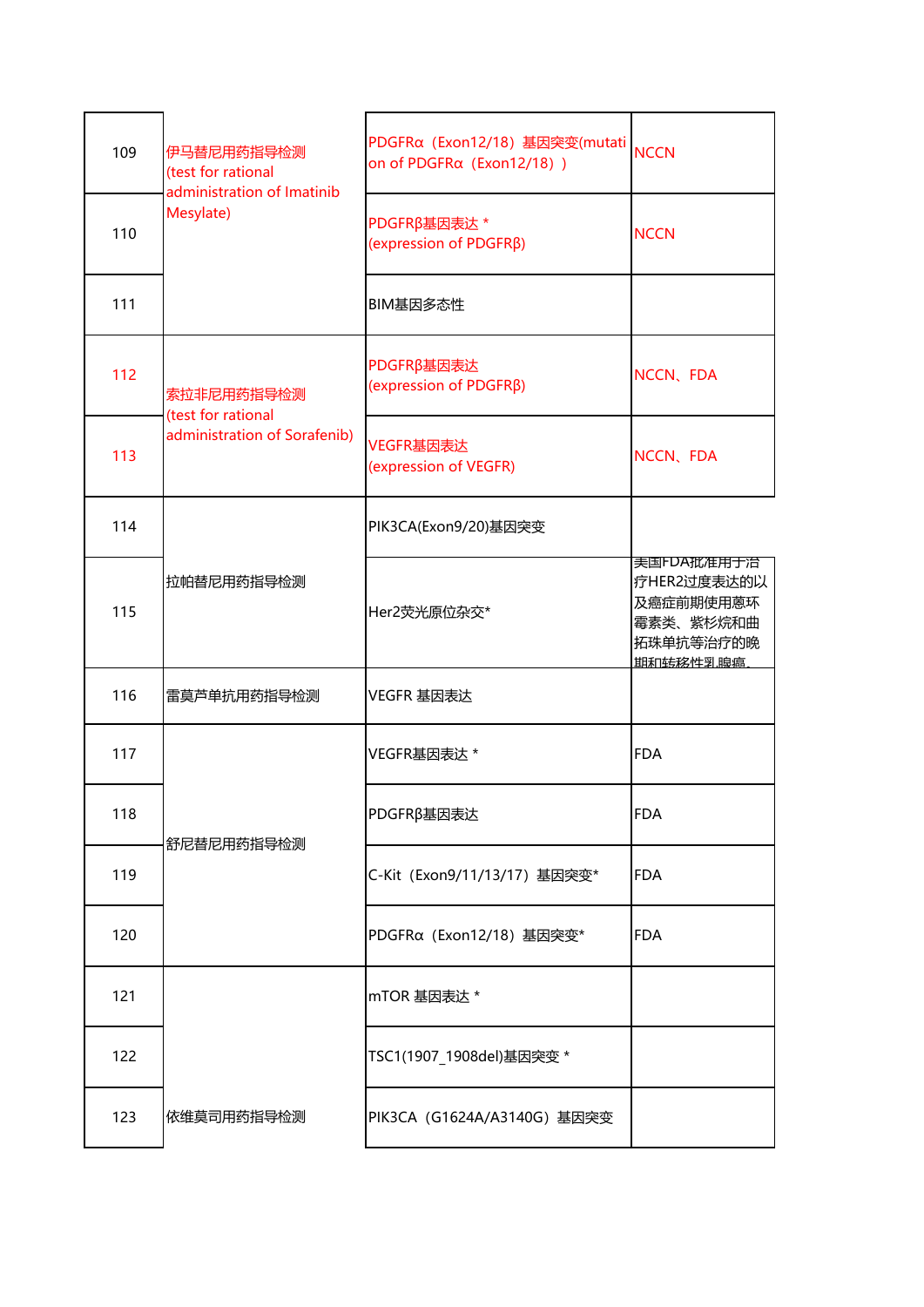| 109 | 伊马替尼用药指导检测 (test for rational administration of Imatinib Mesylate) | PDGFRα（Exon12/18）基因突变(mutation of PDGFRα（Exon12/18）) | NCCN |
|---|---|---|---|
| 110 | | PDGFRβ基因表达 * (expression of PDGFRβ) | NCCN |
| 111 | | BIM基因多态性 | |
| 112 | 索拉非用药指导检测 (test for rational administration of Sorafenib) | PDGFRβ基因表达 (expression of PDGFRβ) | NCCN、FDA |
| 113 | | VEGFR基因表达 (expression of VEGFR) | NCCN、FDA |
| 114 | 拉帕替尼用药指导检测 | PIK3CA(Exon9/20)基因突变 | |
| 115 | | Her2荧光原位杂交* | 美国FDA批准用于治疗HER2过度表达的以及癌症前期使用蒽环霉素类、紫杉烷和曲拓珠单抗等治疗的晚期和转移性乳腺癌。 |
| 116 | 雷莫芦单抗用药指导检测 | VEGFR 基因表达 | |
| 117 | 舒尼替尼用药指导检测 | VEGFR基因表达 * | FDA |
| 118 | | PDGFRβ基因表达 | FDA |
| 119 | | C-Kit（Exon9/11/13/17）基因突变* | FDA |
| 120 | | PDGFRα（Exon12/18）基因突变* | FDA |
| 121 | 依维莫司用药指导检测 | mTOR 基因表达 * | |
| 122 | | TSC1(1907_1908del)基因突变 * | |
| 123 | | PIK3CA（G1624A/A3140G）基因突变 | |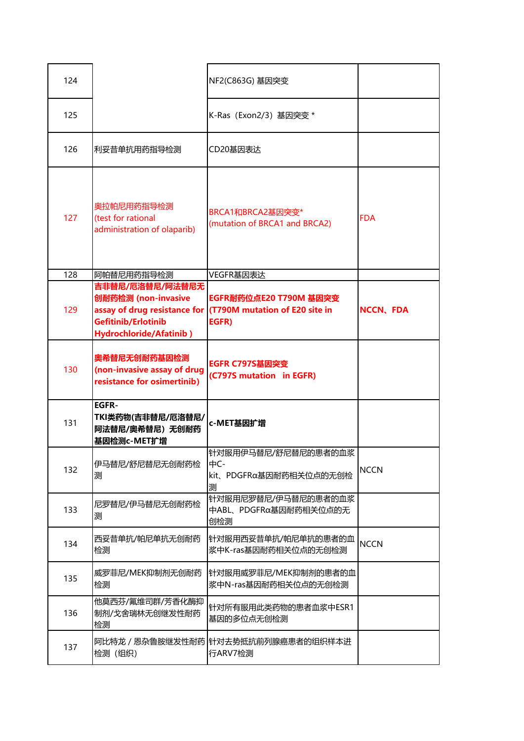| 124 | | NF2(C863G) 基因突变 | |
|---|---|---|---|
| 125 | | K-Ras（Exon2/3）基因突变 * | |
| 126 | 利妥昔单抗用药指导检测 | CD20基因表达 | |
| 127 | 奥拉帕尼用药指导检测 (test for rational administration of olaparib) | BRCA1和BRCA2基因突变* (mutation of BRCA1 and BRCA2) | FDA |
| 128 | 阿帕替尼用药指导检测 | VEGFR基因表达 | |
| 129 | **吉非替尼/厄洛替尼/阿法替尼无创耐药检测 (non-invasive assay of drug resistance for Gefitinib/Erlotinib Hydrochloride/Afatinib )** | **EGFR耐药位点E20 T790M 基因突变 (T790M mutation of E20 site in EGFR)** | **NCCN、FDA** |
| 130 | **奥希替尼无创耐药基因检测 (non-invasive assay of drug resistance for osimertinib)** | **EGFR C797S基因突变 (C797S mutation in EGFR)** | |
| 131 | **EGFR-TKI类药物(吉非替尼/厄洛替尼/阿法替尼/奥希替尼）无创耐药基因检测c-MET扩增** | **c-MET基因扩增** | |
| 132 | 伊马替尼/舒尼替尼无创耐药检测 | 针对服用伊马替尼/舒尼替尼的患者的血浆中C-kit、PDGFRα基因耐药相关位点的无创检测 | NCCN |
| 133 | 尼罗替尼/伊马替尼无创耐药检测 | 针对服用尼罗替尼/伊马替尼的患者的血浆中ABL、PDGFRα基因耐药相关位点的无创检测 | |
| 134 | 西妥昔单抗/帕尼单抗无创耐药检测 | 针对服用西妥昔单抗/帕尼单抗的患者的血浆中K-ras基因耐药相关位点的无创检测 | NCCN |
| 135 | 威罗菲尼/MEK抑制剂无创耐药检测 | 针对服用威罗菲尼/MEK抑制剂的患者的血浆中N-ras基因耐药相关位点的无创检测 | |
| 136 | 他莫西芬/氟维司群/芳香化酶抑制剂/戈舍瑞林无创继发性耐药检测 | 针对所有服用此类药物的患者血浆中ESR1基因的多位点无创检测 | |
| 137 | 阿比特龙 / 恩杂鲁胺继发性耐药检测（组织） | 针对去势抵抗前列腺癌患者的组织样本进行ARV7检测 | |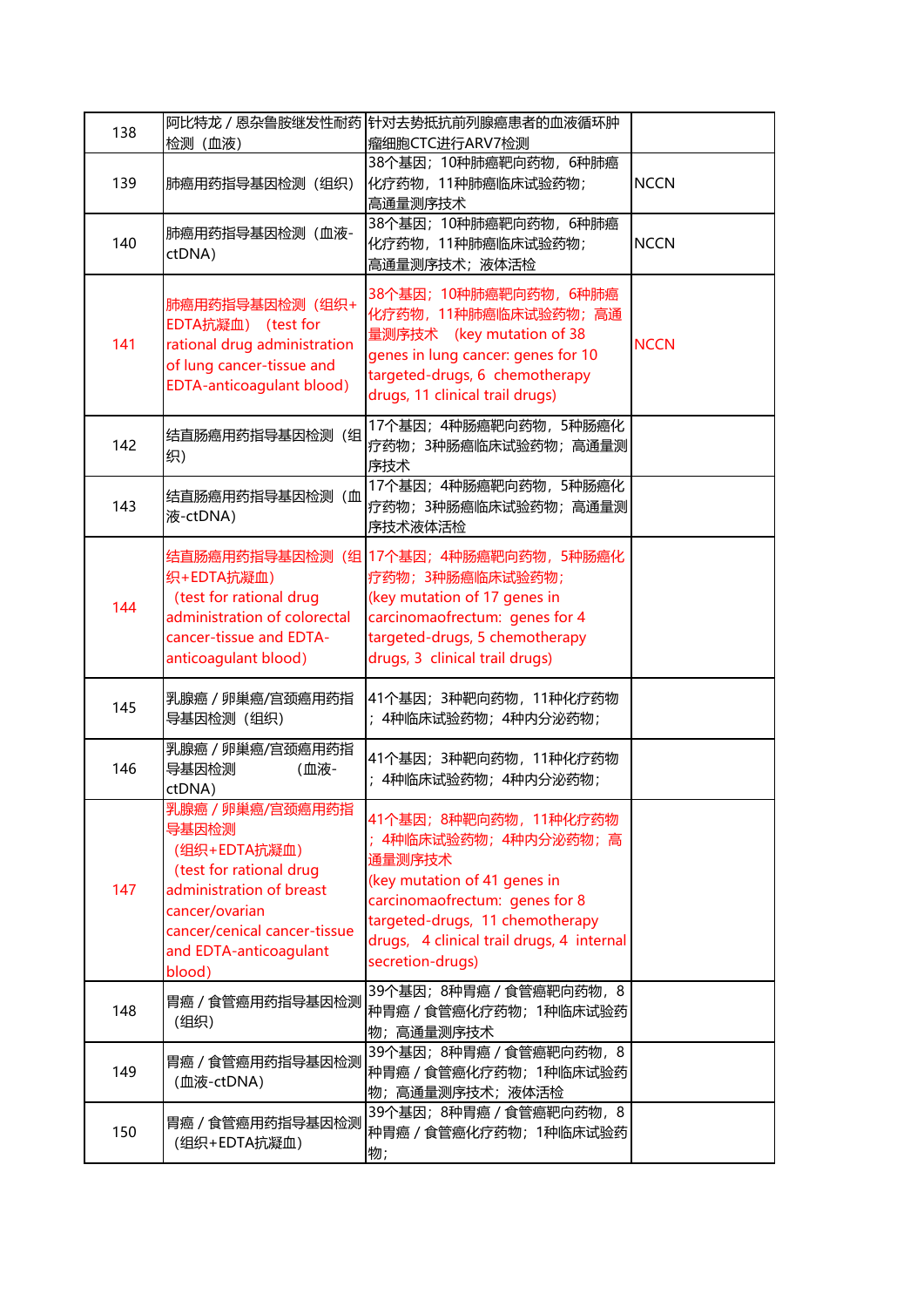| 138 | 阿比特龙 / 恩杂鲁胺继发性耐药检测（血液） | 针对去势抵抗前列腺癌患者的血液循环肿瘤细胞CTC进行ARV7检测 | |
|---|---|---|---|
| 139 | 肺癌用药指导基因检测（组织） | 38个基因；10种肺癌靶向药物，6种肺癌化疗药物，11种肺癌临床试验药物；高通量测序技术 | NCCN |
| 140 | 肺癌用药指导基因检测（血液-ctDNA) | 38个基因；10种肺癌靶向药物，6种肺癌化疗药物，11种肺癌临床试验药物；高通量测序技术；液体活检 | NCCN |
| 141 | 肺癌用药指导基因检测（组织+EDTA抗凝血） (test for rational drug administration of lung cancer-tissue and EDTA-anticoagulant blood) | 38个基因；10种肺癌靶向药物，6种肺癌化疗药物，11种肺癌临床试验药物；高通量测序技术 (key mutation of 38 genes in lung cancer: genes for 10 targeted-drugs, 6 chemotherapy drugs, 11 clinical trail drugs) | NCCN |
| 142 | 结直肠癌用药指导基因检测（组织） | 17个基因；4种肠癌靶向药物，5种肠癌化疗药物；3种肠癌临床试验药物；高通量测序技术 | |
| 143 | 结直肠癌用药指导基因检测（血液-ctDNA) | 17个基因；4种肠癌靶向药物，5种肠癌化疗药物；3种肠癌临床试验药物；高通量测序技术液体活检 | |
| 144 | 结直肠癌用药指导基因检测（组织+EDTA抗凝血） (test for rational drug administration of colorectal cancer-tissue and EDTA-anticoagulant blood) | 17个基因；4种肠癌靶向药物，5种肠癌化疗药物；3种肠癌临床试验药物； (key mutation of 17 genes in carcinomaofrectum: genes for 4 targeted-drugs, 5 chemotherapy drugs, 3 clinical trail drugs) | |
| 145 | 乳腺癌 / 卵巢癌/宫颈癌用药指导基因检测（组织） | 41个基因；3种靶向药物，11种化疗药物；4种临床试验药物；4种内分泌药物； | |
| 146 | 乳腺癌 / 卵巢癌/宫颈癌用药指导基因检测 （血液-ctDNA) | 41个基因；3种靶向药物，11种化疗药物；4种临床试验药物；4种内分泌药物； | |
| 147 | 乳腺癌 / 卵巢癌/宫颈癌用药指导基因检测 (组织+EDTA抗凝血) (test for rational drug administration of breast cancer/ovarian cancer/cenical cancer-tissue and EDTA-anticoagulant blood) | 41个基因；8种靶向药物，11种化疗药物；4种临床试验药物；4种内分泌药物；高通量测序技术 (key mutation of 41 genes in carcinomaofrectum: genes for 8 targeted-drugs, 11 chemotherapy drugs, 4 clinical trail drugs, 4 internal secretion-drugs) | |
| 148 | 胃癌 / 食管癌用药指导基因检测（组织） | 39个基因；8种胃癌 / 食管癌靶向药物，8种胃癌 / 食管癌化疗药物；1种临床试验药物；高通量测序技术 | |
| 149 | 胃癌 / 食管癌用药指导基因检测（血液-ctDNA) | 39个基因；8种胃癌 / 食管癌靶向药物，8种胃癌 / 食管癌化疗药物；1种临床试验药物；高通量测序技术；液体活检 | |
| 150 | 胃癌 / 食管癌用药指导基因检测（组织+EDTA抗凝血） | 39个基因；8种胃癌 / 食管癌靶向药物，8种胃癌 / 食管癌化疗药物；1种临床试验药物； | |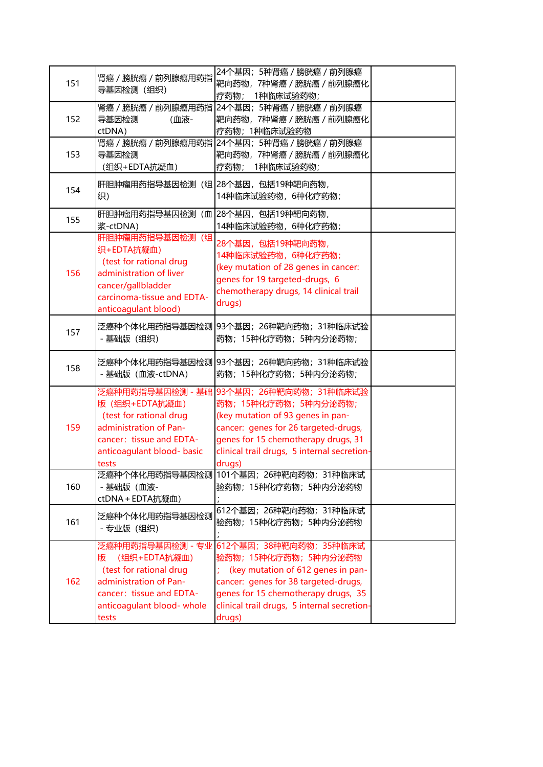| | | | |
|---|---|---|---|
| 151 | 肾癌 / 膀胱癌 / 前列腺癌用药指导基因检测（组织） | 24个基因；5种肾癌 / 膀胱癌 / 前列腺癌靶向药物，7种肾癌 / 膀胱癌 / 前列腺癌化疗药物；　1种临床试验药物； | |
| 152 | 肾癌 / 膀胱癌 / 前列腺癌用药指导基因检测　　　（血液-ctDNA） | 24个基因；5种肾癌 / 膀胱癌 / 前列腺癌靶向药物，7种肾癌 / 膀胱癌 / 前列腺癌化疗药物；1种临床试验药物 | |
| 153 | 肾癌 / 膀胱癌 / 前列腺癌用药指导基因检测（组织+EDTA抗凝血） | 24个基因；5种肾癌 / 膀胱癌 / 前列腺癌靶向药物，7种肾癌 / 膀胱癌 / 前列腺癌化疗药物；　1种临床试验药物； | |
| 154 | 肝胆肿瘤用药指导基因检测（组织） | 28个基因，包括19种靶向药物，14种临床试验药物，6种化疗药物； | |
| 155 | 肝胆肿瘤用药指导基因检测（血浆-ctDNA） | 28个基因，包括19种靶向药物，14种临床试验药物，6种化疗药物； | |
| 156 | 肝胆肿瘤用药指导基因检测（组织+EDTA抗凝血）（test for rational drug administration of liver cancer/gallbladder carcinoma-tissue and EDTA-anticoagulant blood) | 28个基因，包括19种靶向药物，14种临床试验药物，6种化疗药物；(key mutation of 28 genes in cancer: genes for 19 targeted-drugs, 6 chemotherapy drugs, 14 clinical trail drugs) | |
| 157 | 泛癌种个体化用药指导基因检测 - 基础版（组织） | 93个基因；26种靶向药物；31种临床试验药物；15种化疗药物；5种内分泌药物； | |
| 158 | 泛癌种个体化用药指导基因检测 - 基础版（血液-ctDNA） | 93个基因；26种靶向药物；31种临床试验药物；15种化疗药物；5种内分泌药物； | |
| 159 | 泛癌种用药指导基因检测 - 基础版（组织+EDTA抗凝血）（test for rational drug administration of Pan-cancer：tissue and EDTA-anticoagulant blood- basic tests | 93个基因；26种靶向药物；31种临床试验药物；15种化疗药物；5种内分泌药物；(key mutation of 93 genes in pan-cancer: genes for 26 targeted-drugs, genes for 15 chemotherapy drugs, 31 clinical trail drugs, 5 internal secretion-drugs) | |
| 160 | 泛癌种个体化用药指导基因检测 - 基础版（血液-ctDNA＋EDTA抗凝血） | 101个基因；26种靶向药物；31种临床试验药物；15种化疗药物；5种内分泌药物； | |
| 161 | 泛癌种个体化用药指导基因检测 - 专业版（组织） | 612个基因；26种靶向药物；31种临床试验药物；15种化疗药物；5种内分泌药物； | |
| 162 | 泛癌种用药指导基因检测 - 专业版　（组织+EDTA抗凝血）（test for rational drug administration of Pan-cancer：tissue and EDTA-anticoagulant blood- whole tests | 612个基因；38种靶向药物；35种临床试验药物；15种化疗药物；5种内分泌药物；　(key mutation of 612 genes in pan-cancer: genes for 38 targeted-drugs, genes for 15 chemotherapy drugs, 35 clinical trail drugs, 5 internal secretion-drugs) | |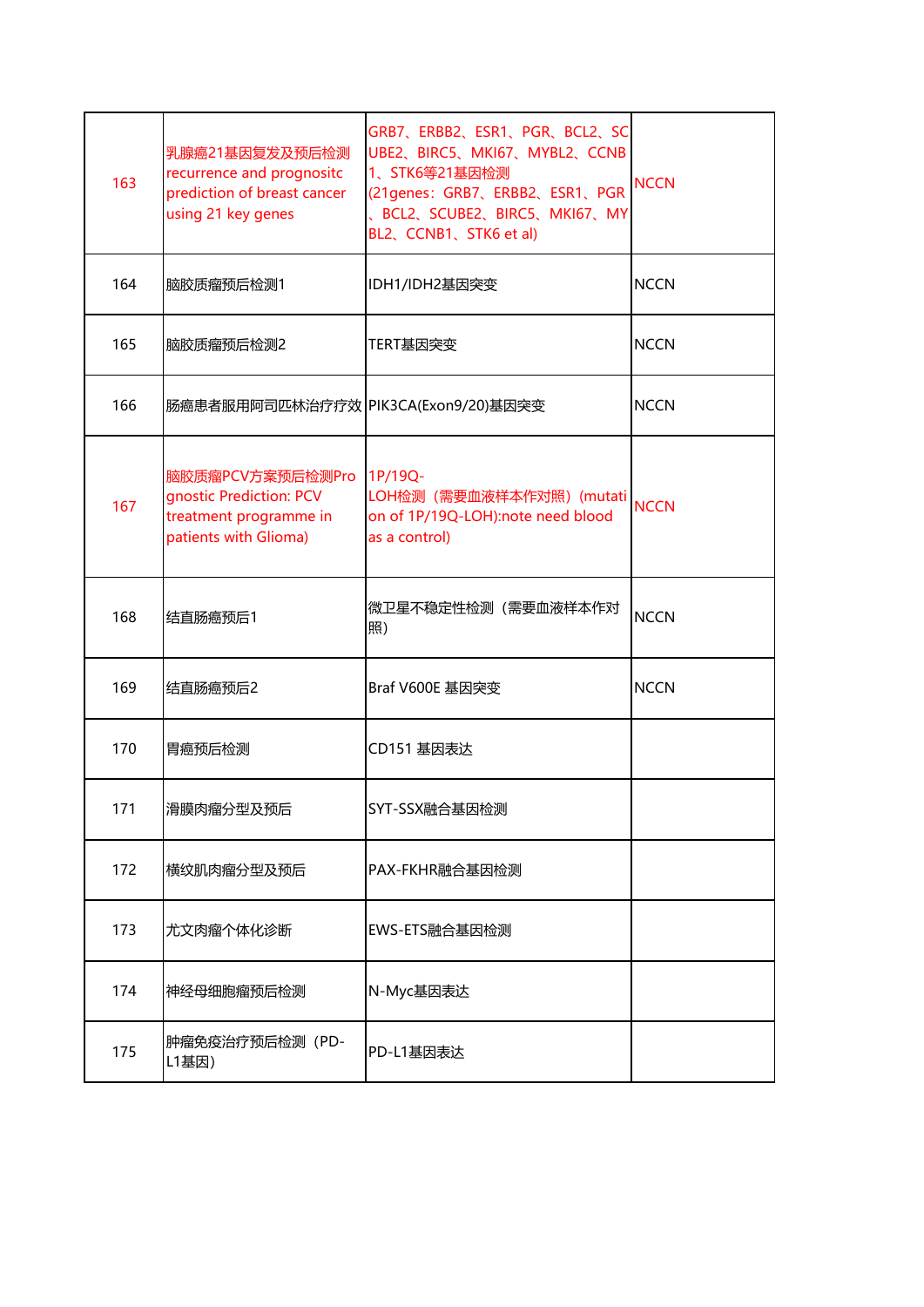| | | | |
|---|---|---|---|
| 163 | 乳腺癌21基因复发及预后检测recurrence and prognositc prediction of breast cancer using 21 key genes | GRB7、ERBB2、ESR1、PGR、BCL2、SCUBE2、BIRC5、MKI67、MYBL2、CCNB1、STK6等21基因检测(21genes：GRB7、ERBB2、ESR1、PGR、BCL2、SCUBE2、BIRC5、MKI67、MYBL2、CCNB1、STK6 et al) | NCCN |
| 164 | 脑胶质瘤预后检测1 | IDH1/IDH2基因突变 | NCCN |
| 165 | 脑胶质瘤预后检测2 | TERT基因突变 | NCCN |
| 166 | 肠癌患者服用阿司匹林治疗疗效 | PIK3CA(Exon9/20)基因突变 | NCCN |
| 167 | 脑胶质瘤PCV方案预后检测Prognostic Prediction: PCV treatment programme in patients with Glioma) | 1P/19Q-LOH检测（需要血液样本作对照）(mutation of 1P/19Q-LOH):note need blood as a control) | NCCN |
| 168 | 结直肠癌预后1 | 微卫星不稳定性检测（需要血液样本作对照） | NCCN |
| 169 | 结直肠癌预后2 | Braf V600E 基因突变 | NCCN |
| 170 | 胃癌预后检测 | CD151 基因表达 | |
| 171 | 滑膜肉瘤分型及预后 | SYT-SSX融合基因检测 | |
| 172 | 横纹肌肉瘤分型及预后 | PAX-FKHR融合基因检测 | |
| 173 | 尤文肉瘤个体化诊断 | EWS-ETS融合基因检测 | |
| 174 | 神经母细胞瘤预后检测 | N-Myc基因表达 | |
| 175 | 肿瘤免疫治疗预后检测（PD-L1基因） | PD-L1基因表达 | |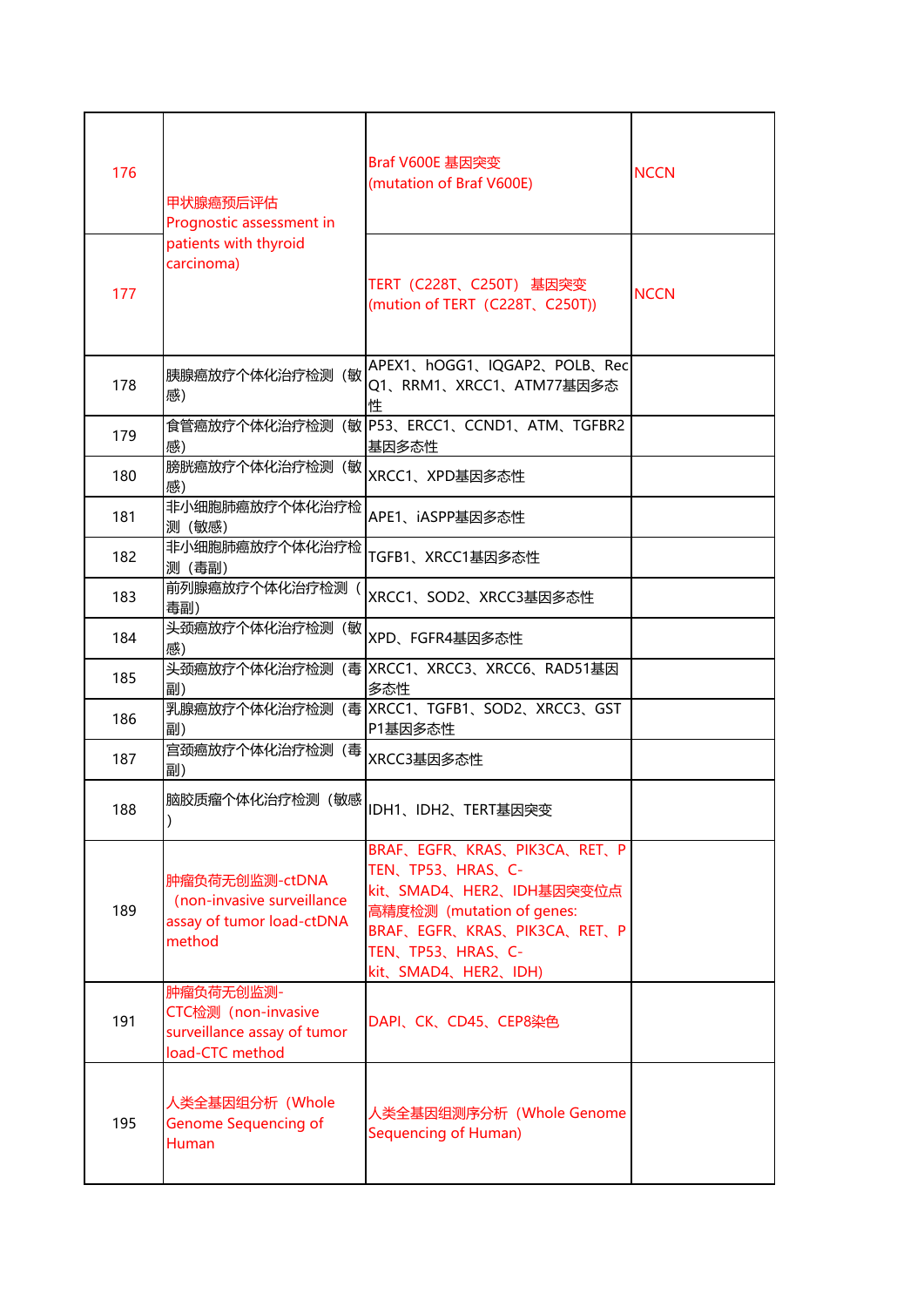| | | | |
|---|---|---|---|
| 176 | 甲状腺癌预后评估 Prognostic assessment in patients with thyroid carcinoma) | Braf V600E 基因突变 (mutation of Braf V600E) | NCCN |
| 177 | | TERT（C228T、C250T） 基因突变 (mution of TERT（C228T、C250T)) | NCCN |
| 178 | 胰腺癌放疗个体化治疗检测（敏感） | APEX1、hOGG1、IQGAP2、POLB、RecQ1、RRM1、XRCC1、ATM77基因多态性 | |
| 179 | 食管癌放疗个体化治疗检测（敏感） | P53、ERCC1、CCND1、ATM、TGFBR2基因多态性 | |
| 180 | 膀胱癌放疗个体化治疗检测（敏感） | XRCC1、XPD基因多态性 | |
| 181 | 非小细胞肺癌放疗个体化治疗检测（敏感） | APE1、iASPP基因多态性 | |
| 182 | 非小细胞肺癌放疗个体化治疗检测（毒副） | TGFB1、XRCC1基因多态性 | |
| 183 | 前列腺癌放疗个体化治疗检测（毒副） | XRCC1、SOD2、XRCC3基因多态性 | |
| 184 | 头颈癌放疗个体化治疗检测（敏感） | XPD、FGFR4基因多态性 | |
| 185 | 头颈癌放疗个体化治疗检测（毒副） | XRCC1、XRCC3、XRCC6、RAD51基因多态性 | |
| 186 | 乳腺癌放疗个体化治疗检测（毒副） | XRCC1、TGFB1、SOD2、XRCC3、GSTP1基因多态性 | |
| 187 | 宫颈癌放疗个体化治疗检测（毒副） | XRCC3基因多态性 | |
| 188 | 脑胶质瘤个体化治疗检测（敏感） | IDH1、IDH2、TERT基因突变 | |
| 189 | 肿瘤负荷无创监测-ctDNA (non-invasive surveillance assay of tumor load-ctDNA method | BRAF、EGFR、KRAS、PIK3CA、RET、PTEN、TP53、HRAS、C-kit、SMAD4、HER2、IDH基因突变位点高精度检测（mutation of genes: BRAF、EGFR、KRAS、PIK3CA、RET、PTEN、TP53、HRAS、C-kit、SMAD4、HER2、IDH) | |
| 191 | 肿瘤负荷无创监测-CTC检测（non-invasive surveillance assay of tumor load-CTC method | DAPI、CK、CD45、CEP8染色 | |
| 195 | 人类全基因组分析（Whole Genome Sequencing of Human | 人类全基因组测序分析（Whole Genome Sequencing of Human) | |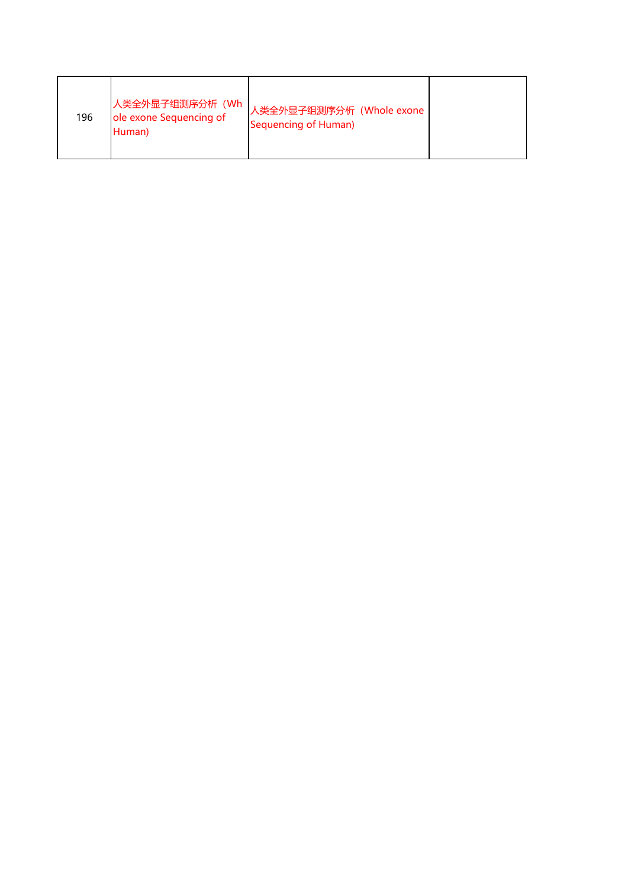| 196 | 人类全外显子组测序分析（Whole exone Sequencing of Human) | 人类全外显子组测序分析（Whole exone Sequencing of Human) | |
|---|---|---|---|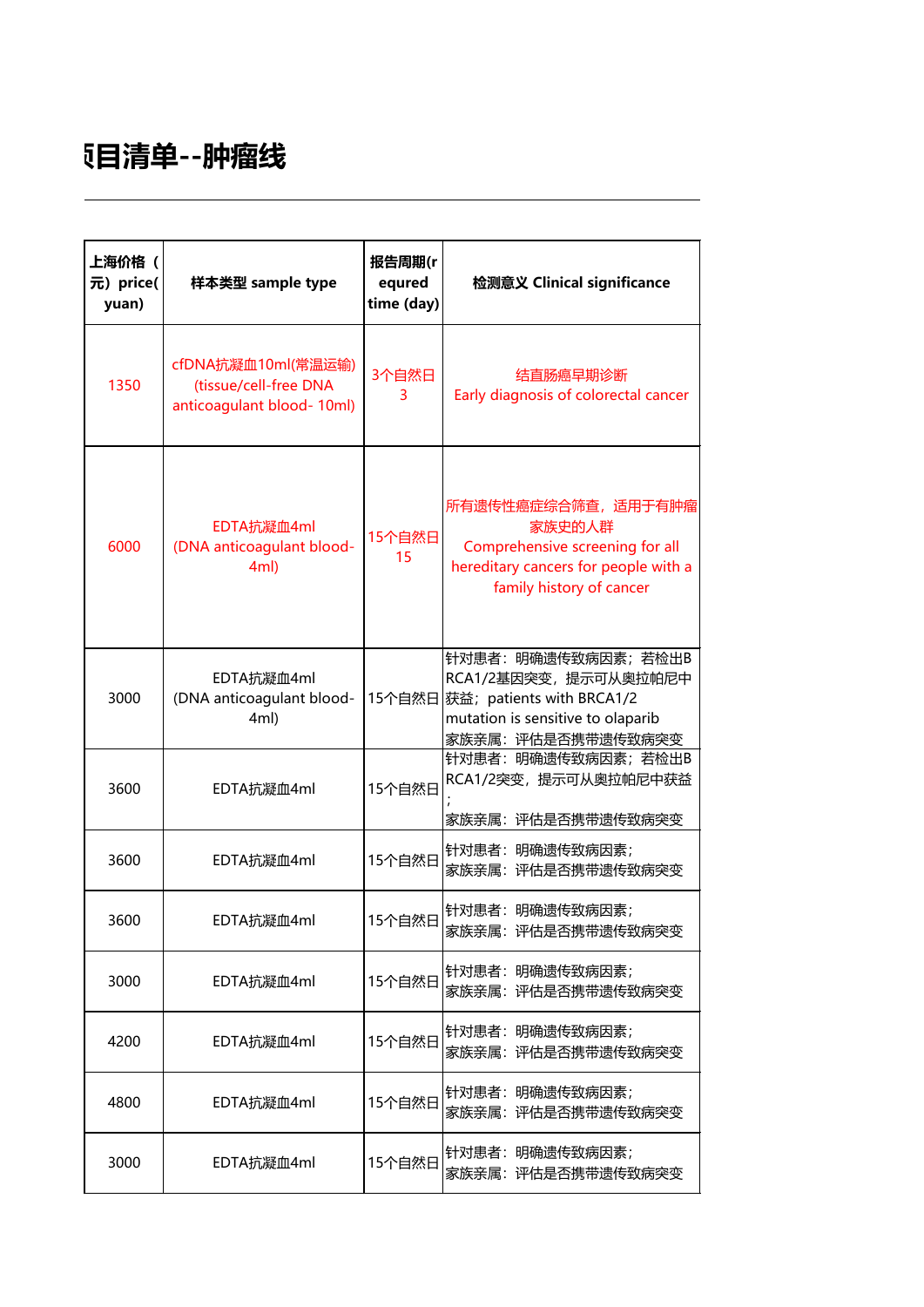# 项目清单--肿瘤线

| 上海价格（元）price(yuan) | 样本类型 sample type | 报告周期(requred time (day) | 检测意义 Clinical significance |
|---|---|---|---|
| 1350 | cfDNA抗凝血10ml(常温运输) (tissue/cell-free DNA anticoagulant blood- 10ml) | 3个自然日 3 | 结直肠癌早期诊断 Early diagnosis of colorectal cancer |
| 6000 | EDTA抗凝血4ml (DNA anticoagulant blood- 4ml) | 15个自然日 15 | 所有遗传性癌症综合筛查，适用于有肿瘤家族史的人群 Comprehensive screening for all hereditary cancers for people with a family history of cancer |
| 3000 | EDTA抗凝血4ml (DNA anticoagulant blood- 4ml) | 15个自然日 | 针对患者：明确遗传致病因素；若检出BRCA1/2基因突变，提示可从奥拉帕尼中获益；patients with BRCA1/2 mutation is sensitive to olaparib 家族亲属：评估是否携带遗传致病突变 |
| 3600 | EDTA抗凝血4ml | 15个自然日 | 针对患者：明确遗传致病因素；若检出BRCA1/2突变，提示可从奥拉帕尼中获益； 家族亲属：评估是否携带遗传致病突变 |
| 3600 | EDTA抗凝血4ml | 15个自然日 | 针对患者：明确遗传致病因素； 家族亲属：评估是否携带遗传致病突变 |
| 3600 | EDTA抗凝血4ml | 15个自然日 | 针对患者：明确遗传致病因素； 家族亲属：评估是否携带遗传致病突变 |
| 3000 | EDTA抗凝血4ml | 15个自然日 | 针对患者：明确遗传致病因素； 家族亲属：评估是否携带遗传致病突变 |
| 4200 | EDTA抗凝血4ml | 15个自然日 | 针对患者：明确遗传致病因素； 家族亲属：评估是否携带遗传致病突变 |
| 4800 | EDTA抗凝血4ml | 15个自然日 | 针对患者：明确遗传致病因素； 家族亲属：评估是否携带遗传致病突变 |
| 3000 | EDTA抗凝血4ml | 15个自然日 | 针对患者：明确遗传致病因素； 家族亲属：评估是否携带遗传致病突变 |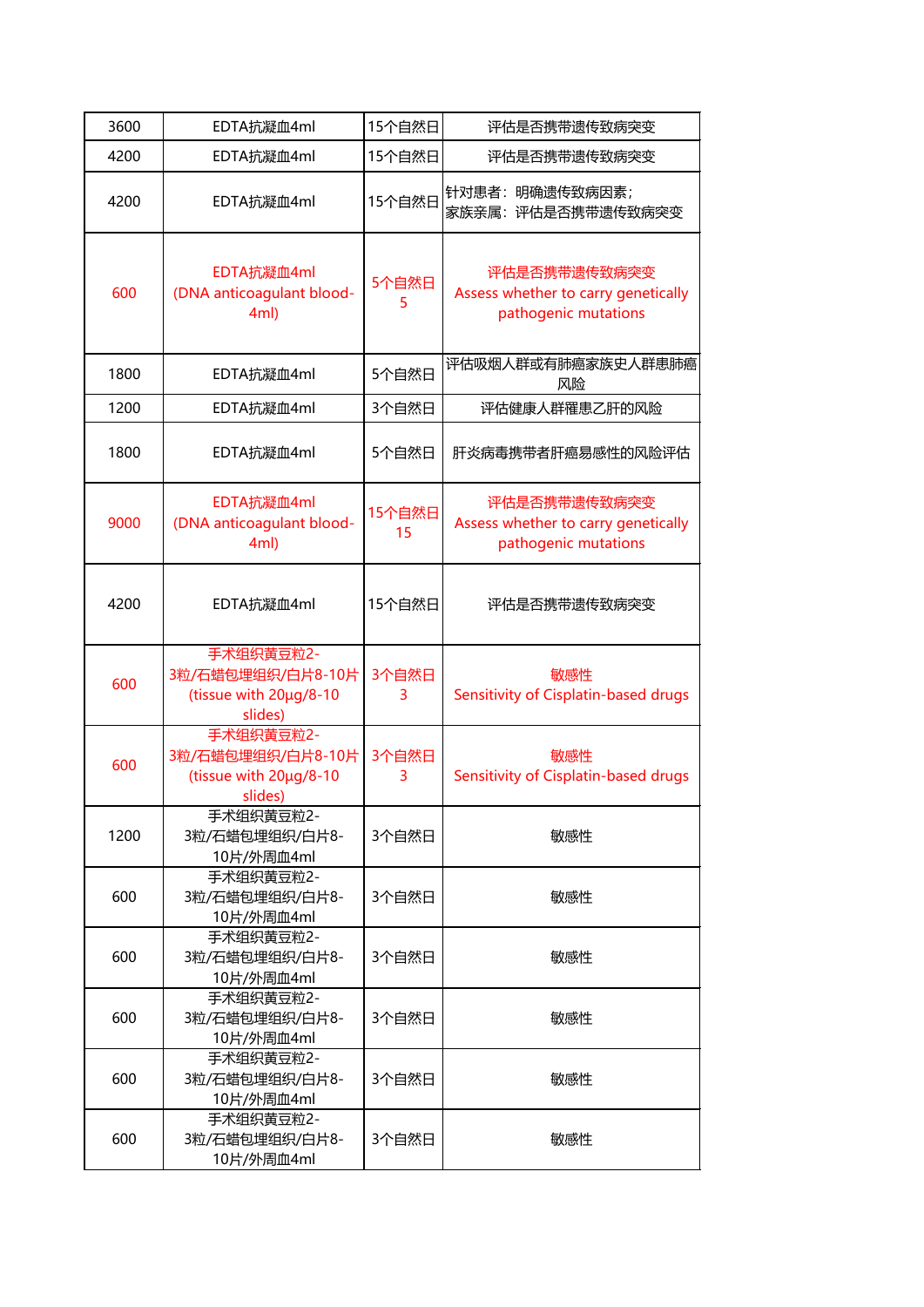| | | | |
|---|---|---|---|
| 3600 | EDTA抗凝血4ml | 15个自然日 | 评估是否携带遗传致病突变 |
| 4200 | EDTA抗凝血4ml | 15个自然日 | 评估是否携带遗传致病突变 |
| 4200 | EDTA抗凝血4ml | 15个自然日 | 针对患者：明确遗传致病因素；<br>家族亲属：评估是否携带遗传致病突变 |
| 600 | EDTA抗凝血4ml<br>(DNA anticoagulant blood-4ml) | 5个自然日<br>5 | 评估是否携带遗传致病突变<br>Assess whether to carry genetically pathogenic mutations |
| 1800 | EDTA抗凝血4ml | 5个自然日 | 评估吸烟人群或有肺癌家族史人群患肺癌风险 |
| 1200 | EDTA抗凝血4ml | 3个自然日 | 评估健康人群罹患乙肝的风险 |
| 1800 | EDTA抗凝血4ml | 5个自然日 | 肝炎病毒携带者肝癌易感性的风险评估 |
| 9000 | EDTA抗凝血4ml<br>(DNA anticoagulant blood-4ml) | 15个自然日<br>15 | 评估是否携带遗传致病突变<br>Assess whether to carry genetically pathogenic mutations |
| 4200 | EDTA抗凝血4ml | 15个自然日 | 评估是否携带遗传致病突变 |
| 600 | 手术组织黄豆粒2-3粒/石蜡包埋组织/白片8-10片<br>(tissue with 20μg/8-10 slides) | 3个自然日<br>3 | 敏感性<br>Sensitivity of Cisplatin-based drugs |
| 600 | 手术组织黄豆粒2-3粒/石蜡包埋组织/白片8-10片<br>(tissue with 20μg/8-10 slides) | 3个自然日<br>3 | 敏感性<br>Sensitivity of Cisplatin-based drugs |
| 1200 | 手术组织黄豆粒2-3粒/石蜡包埋组织/白片8-10片/外周血4ml | 3个自然日 | 敏感性 |
| 600 | 手术组织黄豆粒2-3粒/石蜡包埋组织/白片8-10片/外周血4ml | 3个自然日 | 敏感性 |
| 600 | 手术组织黄豆粒2-3粒/石蜡包埋组织/白片8-10片/外周血4ml | 3个自然日 | 敏感性 |
| 600 | 手术组织黄豆粒2-3粒/石蜡包埋组织/白片8-10片/外周血4ml | 3个自然日 | 敏感性 |
| 600 | 手术组织黄豆粒2-3粒/石蜡包埋组织/白片8-10片/外周血4ml | 3个自然日 | 敏感性 |
| 600 | 手术组织黄豆粒2-3粒/石蜡包埋组织/白片8-10片/外周血4ml | 3个自然日 | 敏感性 |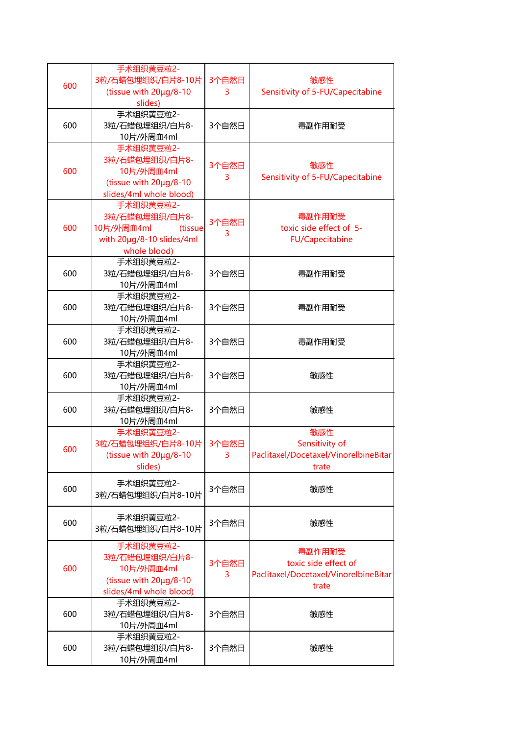| | | | |
|---|---|---|---|
| 600 | 手术组织黄豆粒2-3粒/石蜡包埋组织/白片8-10片 (tissue with 20μg/8-10 slides) | 3个自然日 3 | 敏感性 Sensitivity of 5-FU/Capecitabine |
| 600 | 手术组织黄豆粒2-3粒/石蜡包埋组织/白片8-10片/外周血4ml | 3个自然日 | 毒副作用耐受 |
| 600 | 手术组织黄豆粒2-3粒/石蜡包埋组织/白片8-10片/外周血4ml (tissue with 20μg/8-10 slides/4ml whole blood) | 3个自然日 3 | 敏感性 Sensitivity of 5-FU/Capecitabine |
| 600 | 手术组织黄豆粒2-3粒/石蜡包埋组织/白片8-10片/外周血4ml (tissue with 20μg/8-10 slides/4ml whole blood) | 3个自然日 3 | 毒副作用耐受 toxic side effect of 5-FU/Capecitabine |
| 600 | 手术组织黄豆粒2-3粒/石蜡包埋组织/白片8-10片/外周血4ml | 3个自然日 | 毒副作用耐受 |
| 600 | 手术组织黄豆粒2-3粒/石蜡包埋组织/白片8-10片/外周血4ml | 3个自然日 | 毒副作用耐受 |
| 600 | 手术组织黄豆粒2-3粒/石蜡包埋组织/白片8-10片/外周血4ml | 3个自然日 | 毒副作用耐受 |
| 600 | 手术组织黄豆粒2-3粒/石蜡包埋组织/白片8-10片/外周血4ml | 3个自然日 | 敏感性 |
| 600 | 手术组织黄豆粒2-3粒/石蜡包埋组织/白片8-10片/外周血4ml | 3个自然日 | 敏感性 |
| 600 | 手术组织黄豆粒2-3粒/石蜡包埋组织/白片8-10片 (tissue with 20μg/8-10 slides) | 3个自然日 3 | 敏感性 Sensitivity of Paclitaxel/Docetaxel/VinorelbineBitartrate |
| 600 | 手术组织黄豆粒2-3粒/石蜡包埋组织/白片8-10片 | 3个自然日 | 敏感性 |
| 600 | 手术组织黄豆粒2-3粒/石蜡包埋组织/白片8-10片 | 3个自然日 | 敏感性 |
| 600 | 手术组织黄豆粒2-3粒/石蜡包埋组织/白片8-10片/外周血4ml (tissue with 20μg/8-10 slides/4ml whole blood) | 3个自然日 3 | 毒副作用耐受 toxic side effect of Paclitaxel/Docetaxel/VinorelbineBitartrate |
| 600 | 手术组织黄豆粒2-3粒/石蜡包埋组织/白片8-10片/外周血4ml | 3个自然日 | 敏感性 |
| 600 | 手术组织黄豆粒2-3粒/石蜡包埋组织/白片8-10片/外周血4ml | 3个自然日 | 敏感性 |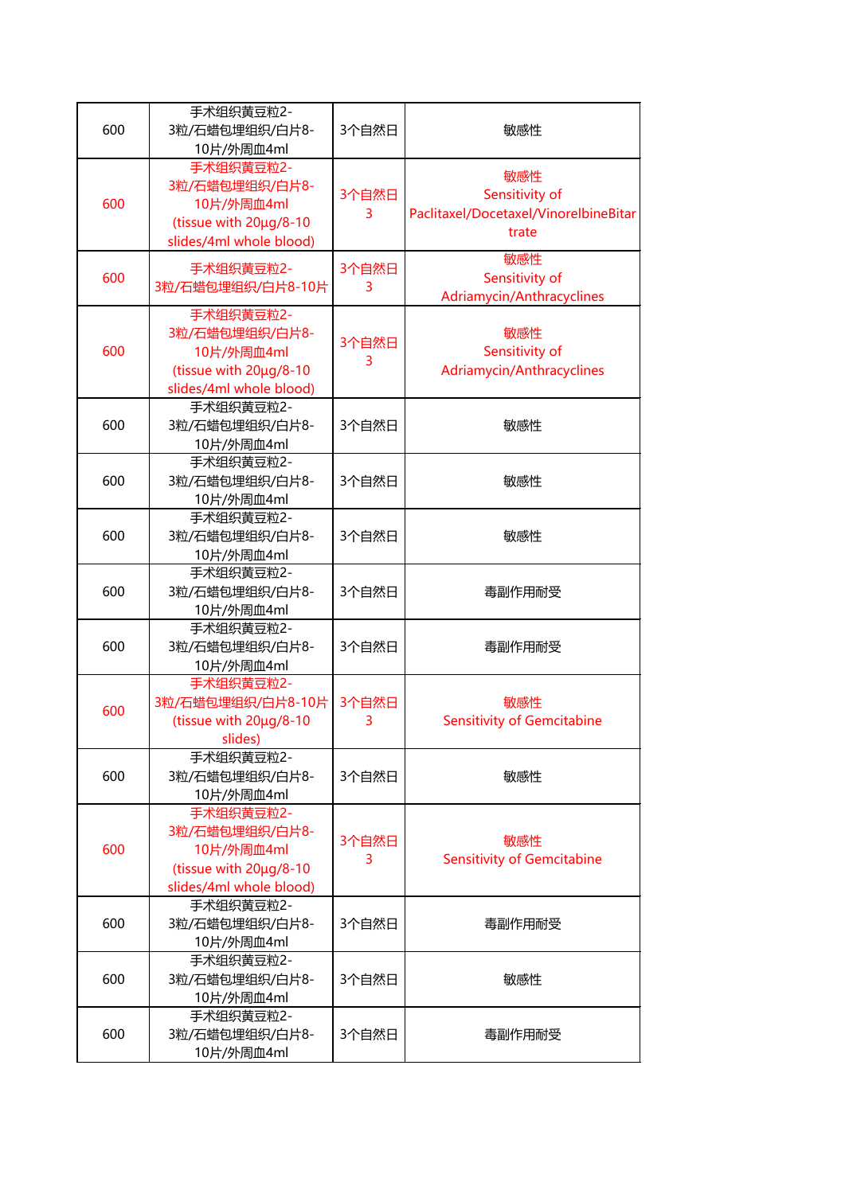| | | | |
|---|---|---|---|
| 600 | 手术组织黄豆粒2-3粒/石蜡包埋组织/白片8-10片/外周血4ml | 3个自然日 | 敏感性 |
| 600 | 手术组织黄豆粒2-3粒/石蜡包埋组织/白片8-10片/外周血4ml (tissue with 20μg/8-10 slides/4ml whole blood) | 3个自然日 3 | 敏感性 Sensitivity of Paclitaxel/Docetaxel/VinorelbineBitartrate |
| 600 | 手术组织黄豆粒2-3粒/石蜡包埋组织/白片8-10片 | 3个自然日 3 | 敏感性 Sensitivity of Adriamycin/Anthracyclines |
| 600 | 手术组织黄豆粒2-3粒/石蜡包埋组织/白片8-10片/外周血4ml (tissue with 20μg/8-10 slides/4ml whole blood) | 3个自然日 3 | 敏感性 Sensitivity of Adriamycin/Anthracyclines |
| 600 | 手术组织黄豆粒2-3粒/石蜡包埋组织/白片8-10片/外周血4ml | 3个自然日 | 敏感性 |
| 600 | 手术组织黄豆粒2-3粒/石蜡包埋组织/白片8-10片/外周血4ml | 3个自然日 | 敏感性 |
| 600 | 手术组织黄豆粒2-3粒/石蜡包埋组织/白片8-10片/外周血4ml | 3个自然日 | 敏感性 |
| 600 | 手术组织黄豆粒2-3粒/石蜡包埋组织/白片8-10片/外周血4ml | 3个自然日 | 毒副作用耐受 |
| 600 | 手术组织黄豆粒2-3粒/石蜡包埋组织/白片8-10片/外周血4ml | 3个自然日 | 毒副作用耐受 |
| 600 | 手术组织黄豆粒2-3粒/石蜡包埋组织/白片8-10片 (tissue with 20μg/8-10 slides) | 3个自然日 3 | 敏感性 Sensitivity of Gemcitabine |
| 600 | 手术组织黄豆粒2-3粒/石蜡包埋组织/白片8-10片/外周血4ml | 3个自然日 | 敏感性 |
| 600 | 手术组织黄豆粒2-3粒/石蜡包埋组织/白片8-10片/外周血4ml (tissue with 20μg/8-10 slides/4ml whole blood) | 3个自然日 3 | 敏感性 Sensitivity of Gemcitabine |
| 600 | 手术组织黄豆粒2-3粒/石蜡包埋组织/白片8-10片/外周血4ml | 3个自然日 | 毒副作用耐受 |
| 600 | 手术组织黄豆粒2-3粒/石蜡包埋组织/白片8-10片/外周血4ml | 3个自然日 | 敏感性 |
| 600 | 手术组织黄豆粒2-3粒/石蜡包埋组织/白片8-10片/外周血4ml | 3个自然日 | 毒副作用耐受 |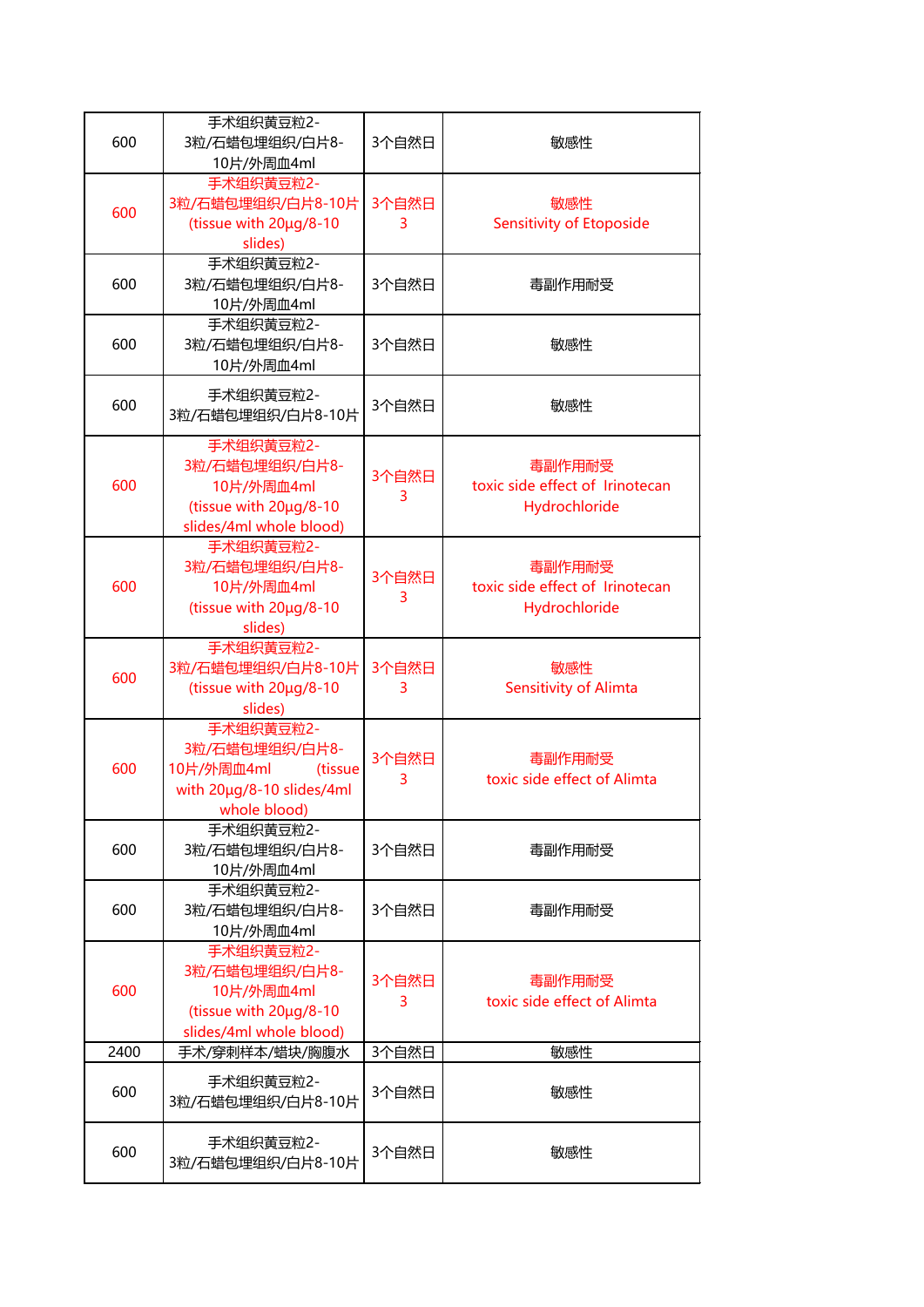| | | | |
|---|---|---|---|
| 600 | 手术组织黄豆粒2-3粒/石蜡包埋组织/白片8-10片/外周血4ml | 3个自然日 | 敏感性 |
| 600 | 手术组织黄豆粒2-3粒/石蜡包埋组织/白片8-10片 (tissue with 20μg/8-10 slides) | 3个自然日 3 | 敏感性 Sensitivity of Etoposide |
| 600 | 手术组织黄豆粒2-3粒/石蜡包埋组织/白片8-10片/外周血4ml | 3个自然日 | 毒副作用耐受 |
| 600 | 手术组织黄豆粒2-3粒/石蜡包埋组织/白片8-10片/外周血4ml | 3个自然日 | 敏感性 |
| 600 | 手术组织黄豆粒2-3粒/石蜡包埋组织/白片8-10片 | 3个自然日 | 敏感性 |
| 600 | 手术组织黄豆粒2-3粒/石蜡包埋组织/白片8-10片/外周血4ml (tissue with 20μg/8-10 slides/4ml whole blood) | 3个自然日 3 | 毒副作用耐受 toxic side effect of Irinotecan Hydrochloride |
| 600 | 手术组织黄豆粒2-3粒/石蜡包埋组织/白片8-10片/外周血4ml (tissue with 20μg/8-10 slides) | 3个自然日 3 | 毒副作用耐受 toxic side effect of Irinotecan Hydrochloride |
| 600 | 手术组织黄豆粒2-3粒/石蜡包埋组织/白片8-10片 (tissue with 20μg/8-10 slides) | 3个自然日 3 | 敏感性 Sensitivity of Alimta |
| 600 | 手术组织黄豆粒2-3粒/石蜡包埋组织/白片8-10片/外周血4ml (tissue with 20μg/8-10 slides/4ml whole blood) | 3个自然日 3 | 毒副作用耐受 toxic side effect of Alimta |
| 600 | 手术组织黄豆粒2-3粒/石蜡包埋组织/白片8-10片/外周血4ml | 3个自然日 | 毒副作用耐受 |
| 600 | 手术组织黄豆粒2-3粒/石蜡包埋组织/白片8-10片/外周血4ml | 3个自然日 | 毒副作用耐受 |
| 600 | 手术组织黄豆粒2-3粒/石蜡包埋组织/白片8-10片/外周血4ml (tissue with 20μg/8-10 slides/4ml whole blood) | 3个自然日 3 | 毒副作用耐受 toxic side effect of Alimta |
| 2400 | 手术/穿刺样本/蜡块/胸腹水 | 3个自然日 | 敏感性 |
| 600 | 手术组织黄豆粒2-3粒/石蜡包埋组织/白片8-10片 | 3个自然日 | 敏感性 |
| 600 | 手术组织黄豆粒2-3粒/石蜡包埋组织/白片8-10片 | 3个自然日 | 敏感性 |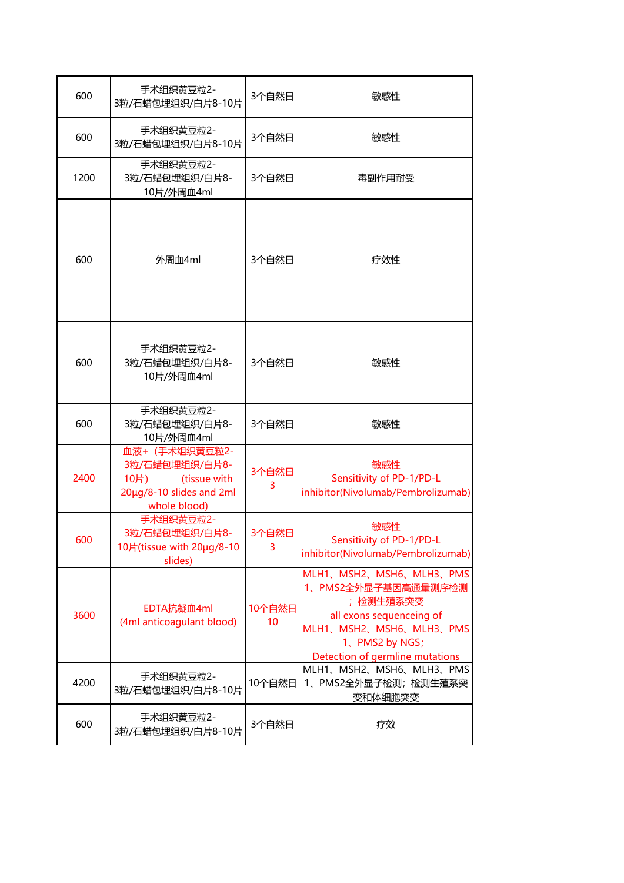| | | | |
|---|---|---|---|
| 600 | 手术组织黄豆粒2-3粒/石蜡包埋组织/白片8-10片 | 3个自然日 | 敏感性 |
| 600 | 手术组织黄豆粒2-3粒/石蜡包埋组织/白片8-10片 | 3个自然日 | 敏感性 |
| 1200 | 手术组织黄豆粒2-3粒/石蜡包埋组织/白片8-10片/外周血4ml | 3个自然日 | 毒副作用耐受 |
| 600 | 外周血4ml | 3个自然日 | 疗效性 |
| 600 | 手术组织黄豆粒2-3粒/石蜡包埋组织/白片8-10片/外周血4ml | 3个自然日 | 敏感性 |
| 600 | 手术组织黄豆粒2-3粒/石蜡包埋组织/白片8-10片/外周血4ml | 3个自然日 | 敏感性 |
| 2400 | 血液+（手术组织黄豆粒2-3粒/石蜡包埋组织/白片8-10片） (tissue with 20μg/8-10 slides and 2ml whole blood) | 3个自然日 3 | 敏感性 Sensitivity of PD-1/PD-L inhibitor(Nivolumab/Pembrolizumab) |
| 600 | 手术组织黄豆粒2-3粒/石蜡包埋组织/白片8-10片(tissue with 20μg/8-10 slides) | 3个自然日 3 | 敏感性 Sensitivity of PD-1/PD-L inhibitor(Nivolumab/Pembrolizumab) |
| 3600 | EDTA抗凝血4ml (4ml anticoagulant blood) | 10个自然日 10 | MLH1、MSH2、MSH6、MLH3、PMS1、PMS2全外显子基因高通量测序检测；检测生殖系突变 all exons sequenceing of MLH1、MSH2、MSH6、MLH3、PMS1、PMS2 by NGS; Detection of germline mutations |
| 4200 | 手术组织黄豆粒2-3粒/石蜡包埋组织/白片8-10片 | 10个自然日 | MLH1、MSH2、MSH6、MLH3、PMS1、PMS2全外显子检测；检测生殖系突变和体细胞突变 |
| 600 | 手术组织黄豆粒2-3粒/石蜡包埋组织/白片8-10片 | 3个自然日 | 疗效 |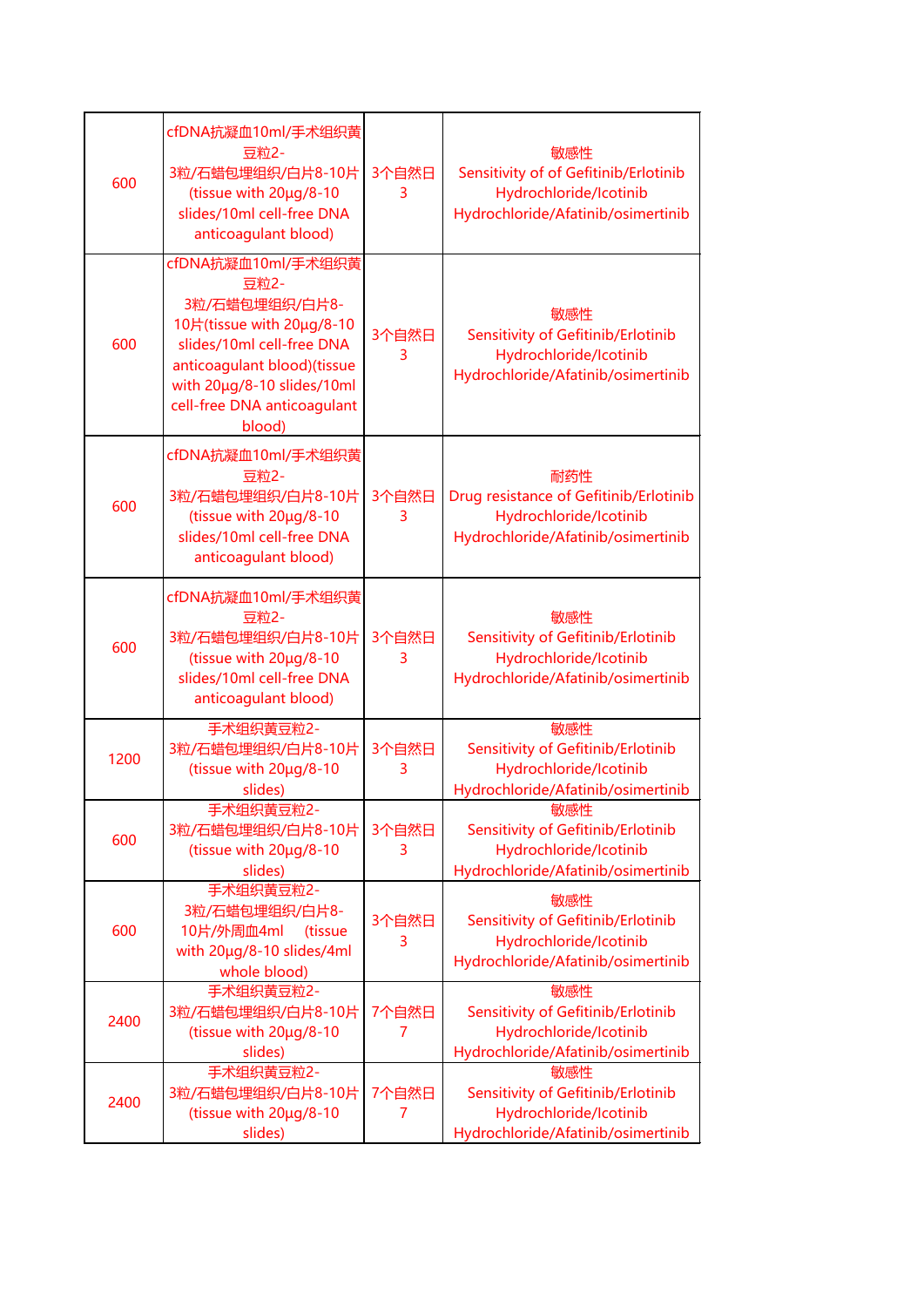| | | | |
|---|---|---|---|
| 600 | cfDNA抗凝血10ml/手术组织黄豆粒2-3粒/石蜡包埋组织/白片8-10片(tissue with 20μg/8-10 slides/10ml cell-free DNA anticoagulant blood) | 3个自然日 3 | 敏感性 Sensitivity of of Gefitinib/Erlotinib Hydrochloride/Icotinib Hydrochloride/Afatinib/osimertinib |
| 600 | cfDNA抗凝血10ml/手术组织黄豆粒2-3粒/石蜡包埋组织/白片8-10片(tissue with 20μg/8-10 slides/10ml cell-free DNA anticoagulant blood)(tissue with 20μg/8-10 slides/10ml cell-free DNA anticoagulant blood) | 3个自然日 3 | 敏感性 Sensitivity of Gefitinib/Erlotinib Hydrochloride/Icotinib Hydrochloride/Afatinib/osimertinib |
| 600 | cfDNA抗凝血10ml/手术组织黄豆粒2-3粒/石蜡包埋组织/白片8-10片(tissue with 20μg/8-10 slides/10ml cell-free DNA anticoagulant blood) | 3个自然日 3 | 耐药性 Drug resistance of Gefitinib/Erlotinib Hydrochloride/Icotinib Hydrochloride/Afatinib/osimertinib |
| 600 | cfDNA抗凝血10ml/手术组织黄豆粒2-3粒/石蜡包埋组织/白片8-10片(tissue with 20μg/8-10 slides/10ml cell-free DNA anticoagulant blood) | 3个自然日 3 | 敏感性 Sensitivity of Gefitinib/Erlotinib Hydrochloride/Icotinib Hydrochloride/Afatinib/osimertinib |
| 1200 | 手术组织黄豆粒2-3粒/石蜡包埋组织/白片8-10片(tissue with 20μg/8-10 slides) | 3个自然日 3 | 敏感性 Sensitivity of Gefitinib/Erlotinib Hydrochloride/Icotinib Hydrochloride/Afatinib/osimertinib |
| 600 | 手术组织黄豆粒2-3粒/石蜡包埋组织/白片8-10片(tissue with 20μg/8-10 slides) | 3个自然日 3 | 敏感性 Sensitivity of Gefitinib/Erlotinib Hydrochloride/Icotinib Hydrochloride/Afatinib/osimertinib |
| 600 | 手术组织黄豆粒2-3粒/石蜡包埋组织/白片8-10片/外周血4ml (tissue with 20μg/8-10 slides/4ml whole blood) | 3个自然日 3 | 敏感性 Sensitivity of Gefitinib/Erlotinib Hydrochloride/Icotinib Hydrochloride/Afatinib/osimertinib |
| 2400 | 手术组织黄豆粒2-3粒/石蜡包埋组织/白片8-10片(tissue with 20μg/8-10 slides) | 7个自然日 7 | 敏感性 Sensitivity of Gefitinib/Erlotinib Hydrochloride/Icotinib Hydrochloride/Afatinib/osimertinib |
| 2400 | 手术组织黄豆粒2-3粒/石蜡包埋组织/白片8-10片(tissue with 20μg/8-10 slides) | 7个自然日 7 | 敏感性 Sensitivity of Gefitinib/Erlotinib Hydrochloride/Icotinib Hydrochloride/Afatinib/osimertinib |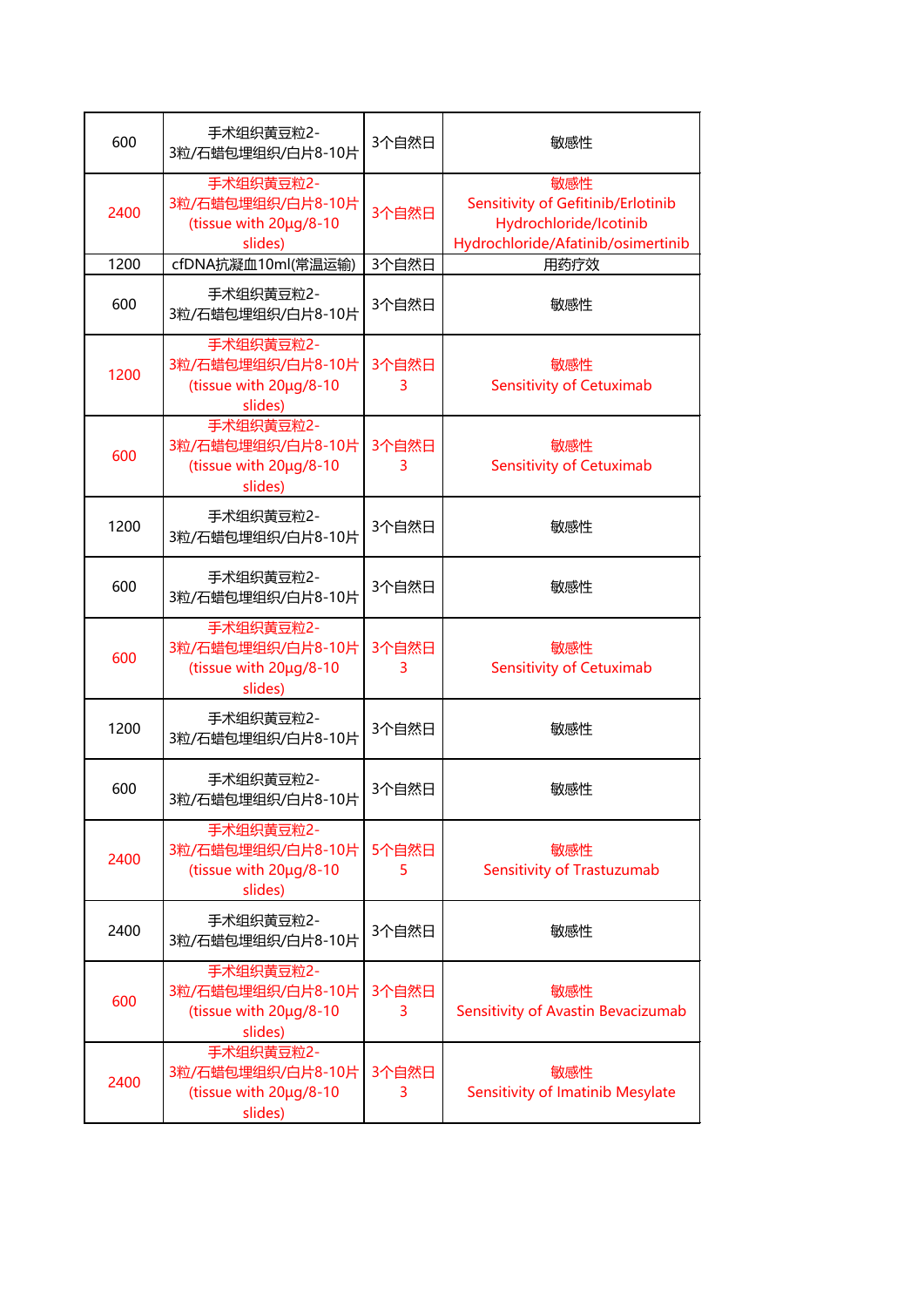| | | | |
|---|---|---|---|
| 600 | 手术组织黄豆粒2-3粒/石蜡包埋组织/白片8-10片 | 3个自然日 | 敏感性 |
| 2400 | 手术组织黄豆粒2-3粒/石蜡包埋组织/白片8-10片 (tissue with 20μg/8-10 slides) | 3个自然日 | 敏感性 Sensitivity of Gefitinib/Erlotinib Hydrochloride/Icotinib Hydrochloride/Afatinib/osimertinib |
| 1200 | cfDNA抗凝血10ml(常温运输) | 3个自然日 | 用药疗效 |
| 600 | 手术组织黄豆粒2-3粒/石蜡包埋组织/白片8-10片 | 3个自然日 | 敏感性 |
| 1200 | 手术组织黄豆粒2-3粒/石蜡包埋组织/白片8-10片 (tissue with 20μg/8-10 slides) | 3个自然日 3 | 敏感性 Sensitivity of Cetuximab |
| 600 | 手术组织黄豆粒2-3粒/石蜡包埋组织/白片8-10片 (tissue with 20μg/8-10 slides) | 3个自然日 3 | 敏感性 Sensitivity of Cetuximab |
| 1200 | 手术组织黄豆粒2-3粒/石蜡包埋组织/白片8-10片 | 3个自然日 | 敏感性 |
| 600 | 手术组织黄豆粒2-3粒/石蜡包埋组织/白片8-10片 | 3个自然日 | 敏感性 |
| 600 | 手术组织黄豆粒2-3粒/石蜡包埋组织/白片8-10片 (tissue with 20μg/8-10 slides) | 3个自然日 3 | 敏感性 Sensitivity of Cetuximab |
| 1200 | 手术组织黄豆粒2-3粒/石蜡包埋组织/白片8-10片 | 3个自然日 | 敏感性 |
| 600 | 手术组织黄豆粒2-3粒/石蜡包埋组织/白片8-10片 | 3个自然日 | 敏感性 |
| 2400 | 手术组织黄豆粒2-3粒/石蜡包埋组织/白片8-10片 (tissue with 20μg/8-10 slides) | 5个自然日 5 | 敏感性 Sensitivity of Trastuzumab |
| 2400 | 手术组织黄豆粒2-3粒/石蜡包埋组织/白片8-10片 | 3个自然日 | 敏感性 |
| 600 | 手术组织黄豆粒2-3粒/石蜡包埋组织/白片8-10片 (tissue with 20μg/8-10 slides) | 3个自然日 3 | 敏感性 Sensitivity of Avastin Bevacizumab |
| 2400 | 手术组织黄豆粒2-3粒/石蜡包埋组织/白片8-10片 (tissue with 20μg/8-10 slides) | 3个自然日 3 | 敏感性 Sensitivity of Imatinib Mesylate |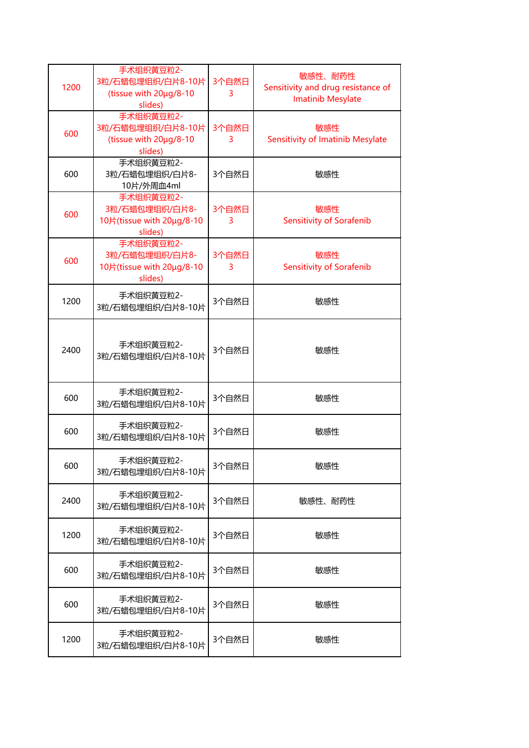| | | | |
|---|---|---|---|
| 1200 | 手术组织黄豆粒2-3粒/石蜡包埋组织/白片8-10片(tissue with 20μg/8-10 slides) | 3个自然日3 | 敏感性、耐药性 Sensitivity and drug resistance of Imatinib Mesylate |
| 600 | 手术组织黄豆粒2-3粒/石蜡包埋组织/白片8-10片(tissue with 20μg/8-10 slides) | 3个自然日3 | 敏感性 Sensitivity of Imatinib Mesylate |
| 600 | 手术组织黄豆粒2-3粒/石蜡包埋组织/白片8-10片/外周血4ml | 3个自然日 | 敏感性 |
| 600 | 手术组织黄豆粒2-3粒/石蜡包埋组织/白片8-10片(tissue with 20μg/8-10 slides) | 3个自然日3 | 敏感性 Sensitivity of Sorafenib |
| 600 | 手术组织黄豆粒2-3粒/石蜡包埋组织/白片8-10片(tissue with 20μg/8-10 slides) | 3个自然日3 | 敏感性 Sensitivity of Sorafenib |
| 1200 | 手术组织黄豆粒2-3粒/石蜡包埋组织/白片8-10片 | 3个自然日 | 敏感性 |
| 2400 | 手术组织黄豆粒2-3粒/石蜡包埋组织/白片8-10片 | 3个自然日 | 敏感性 |
| 600 | 手术组织黄豆粒2-3粒/石蜡包埋组织/白片8-10片 | 3个自然日 | 敏感性 |
| 600 | 手术组织黄豆粒2-3粒/石蜡包埋组织/白片8-10片 | 3个自然日 | 敏感性 |
| 600 | 手术组织黄豆粒2-3粒/石蜡包埋组织/白片8-10片 | 3个自然日 | 敏感性 |
| 2400 | 手术组织黄豆粒2-3粒/石蜡包埋组织/白片8-10片 | 3个自然日 | 敏感性、耐药性 |
| 1200 | 手术组织黄豆粒2-3粒/石蜡包埋组织/白片8-10片 | 3个自然日 | 敏感性 |
| 600 | 手术组织黄豆粒2-3粒/石蜡包埋组织/白片8-10片 | 3个自然日 | 敏感性 |
| 600 | 手术组织黄豆粒2-3粒/石蜡包埋组织/白片8-10片 | 3个自然日 | 敏感性 |
| 1200 | 手术组织黄豆粒2-3粒/石蜡包埋组织/白片8-10片 | 3个自然日 | 敏感性 |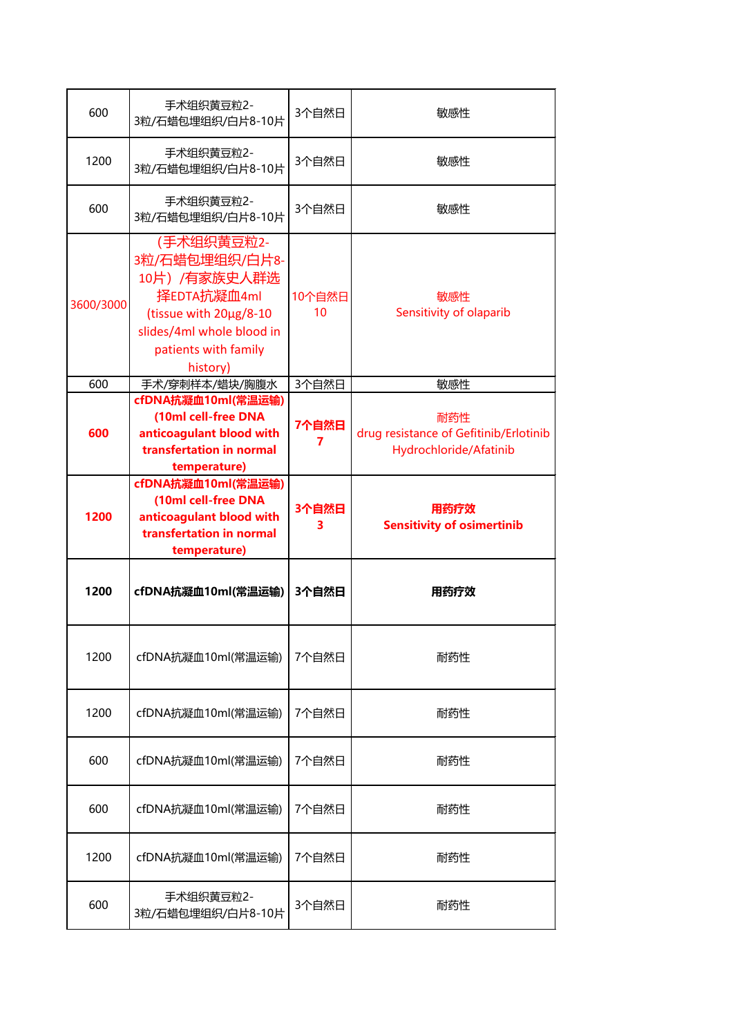| | | | |
|---|---|---|---|
| 600 | 手术组织黄豆粒2-3粒/石蜡包埋组织/白片8-10片 | 3个自然日 | 敏感性 |
| 1200 | 手术组织黄豆粒2-3粒/石蜡包埋组织/白片8-10片 | 3个自然日 | 敏感性 |
| 600 | 手术组织黄豆粒2-3粒/石蜡包埋组织/白片8-10片 | 3个自然日 | 敏感性 |
| 3600/3000 | (手术组织黄豆粒2-3粒/石蜡包埋组织/白片8-10片）/有家族史人群选择EDTA抗凝血4ml (tissue with 20μg/8-10 slides/4ml whole blood in patients with family history) | 10个自然日 10 | 敏感性 Sensitivity of olaparib |
| 600 | 手术/穿刺样本/蜡块/胸腹水 | 3个自然日 | 敏感性 |
| **600** | **cfDNA抗凝血10ml(常温运输) (10ml cell-free DNA anticoagulant blood with transfertation in normal temperature)** | **7个自然日 7** | 耐药性 drug resistance of Gefitinib/Erlotinib Hydrochloride/Afatinib |
| **1200** | **cfDNA抗凝血10ml(常温运输) (10ml cell-free DNA anticoagulant blood with transfertation in normal temperature)** | **3个自然日 3** | **用药疗效 Sensitivity of osimertinib** |
| **1200** | **cfDNA抗凝血10ml(常温运输)** | **3个自然日** | **用药疗效** |
| 1200 | cfDNA抗凝血10ml(常温运输) | 7个自然日 | 耐药性 |
| 1200 | cfDNA抗凝血10ml(常温运输) | 7个自然日 | 耐药性 |
| 600 | cfDNA抗凝血10ml(常温运输) | 7个自然日 | 耐药性 |
| 600 | cfDNA抗凝血10ml(常温运输) | 7个自然日 | 耐药性 |
| 1200 | cfDNA抗凝血10ml(常温运输) | 7个自然日 | 耐药性 |
| 600 | 手术组织黄豆粒2-3粒/石蜡包埋组织/白片8-10片 | 3个自然日 | 耐药性 |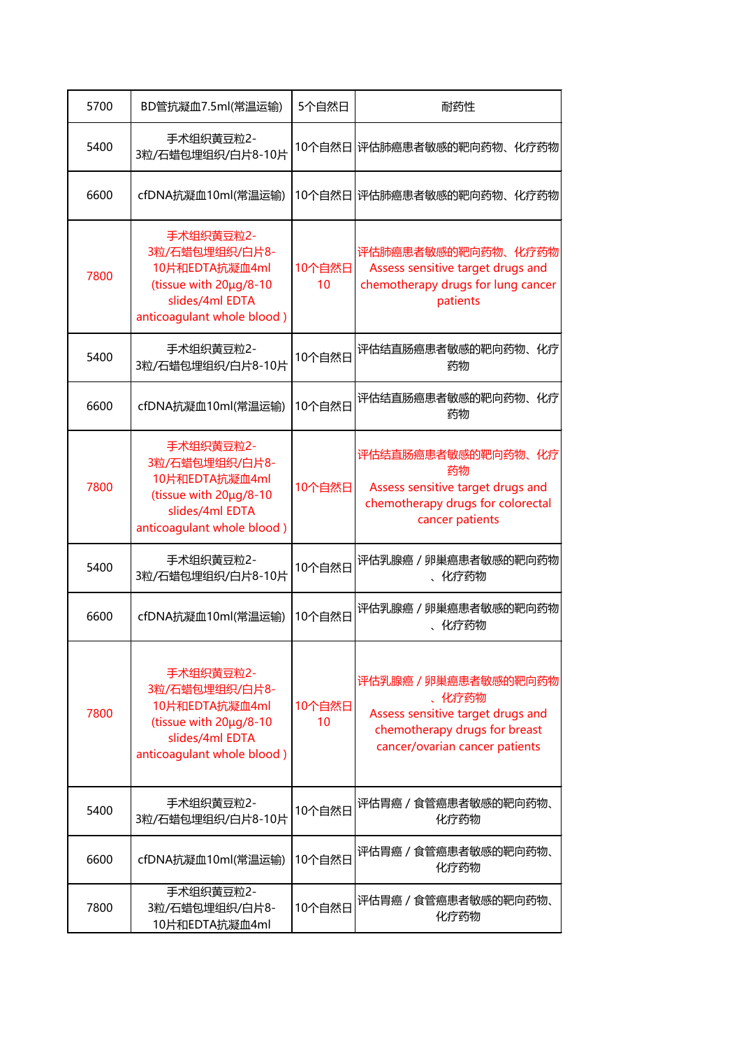| | | | |
|---|---|---|---|
| 5700 | BD管抗凝血7.5ml(常温运输) | 5个自然日 | 耐药性 |
| 5400 | 手术组织黄豆粒2-3粒/石蜡包埋组织/白片8-10片 | 10个自然日 | 评估肺癌患者敏感的靶向药物、化疗药物 |
| 6600 | cfDNA抗凝血10ml(常温运输) | 10个自然日 | 评估肺癌患者敏感的靶向药物、化疗药物 |
| 7800 | 手术组织黄豆粒2-3粒/石蜡包埋组织/白片8-10片和EDTA抗凝血4ml (tissue with 20μg/8-10 slides/4ml EDTA anticoagulant whole blood ) | 10个自然日 10 | 评估肺癌患者敏感的靶向药物、化疗药物 Assess sensitive target drugs and chemotherapy drugs for lung cancer patients |
| 5400 | 手术组织黄豆粒2-3粒/石蜡包埋组织/白片8-10片 | 10个自然日 | 评估结直肠癌患者敏感的靶向药物、化疗药物 |
| 6600 | cfDNA抗凝血10ml(常温运输) | 10个自然日 | 评估结直肠癌患者敏感的靶向药物、化疗药物 |
| 7800 | 手术组织黄豆粒2-3粒/石蜡包埋组织/白片8-10片和EDTA抗凝血4ml (tissue with 20μg/8-10 slides/4ml EDTA anticoagulant whole blood ) | 10个自然日 | 评估结直肠癌患者敏感的靶向药物、化疗药物 Assess sensitive target drugs and chemotherapy drugs for colorectal cancer patients |
| 5400 | 手术组织黄豆粒2-3粒/石蜡包埋组织/白片8-10片 | 10个自然日 | 评估乳腺癌 / 卵巢癌患者敏感的靶向药物、化疗药物 |
| 6600 | cfDNA抗凝血10ml(常温运输) | 10个自然日 | 评估乳腺癌 / 卵巢癌患者敏感的靶向药物、化疗药物 |
| 7800 | 手术组织黄豆粒2-3粒/石蜡包埋组织/白片8-10片和EDTA抗凝血4ml (tissue with 20μg/8-10 slides/4ml EDTA anticoagulant whole blood ) | 10个自然日 10 | 评估乳腺癌 / 卵巢癌患者敏感的靶向药物、化疗药物 Assess sensitive target drugs and chemotherapy drugs for breast cancer/ovarian cancer patients |
| 5400 | 手术组织黄豆粒2-3粒/石蜡包埋组织/白片8-10片 | 10个自然日 | 评估胃癌 / 食管癌患者敏感的靶向药物、化疗药物 |
| 6600 | cfDNA抗凝血10ml(常温运输) | 10个自然日 | 评估胃癌 / 食管癌患者敏感的靶向药物、化疗药物 |
| 7800 | 手术组织黄豆粒2-3粒/石蜡包埋组织/白片8-10片和EDTA抗凝血4ml | 10个自然日 | 评估胃癌 / 食管癌患者敏感的靶向药物、化疗药物 |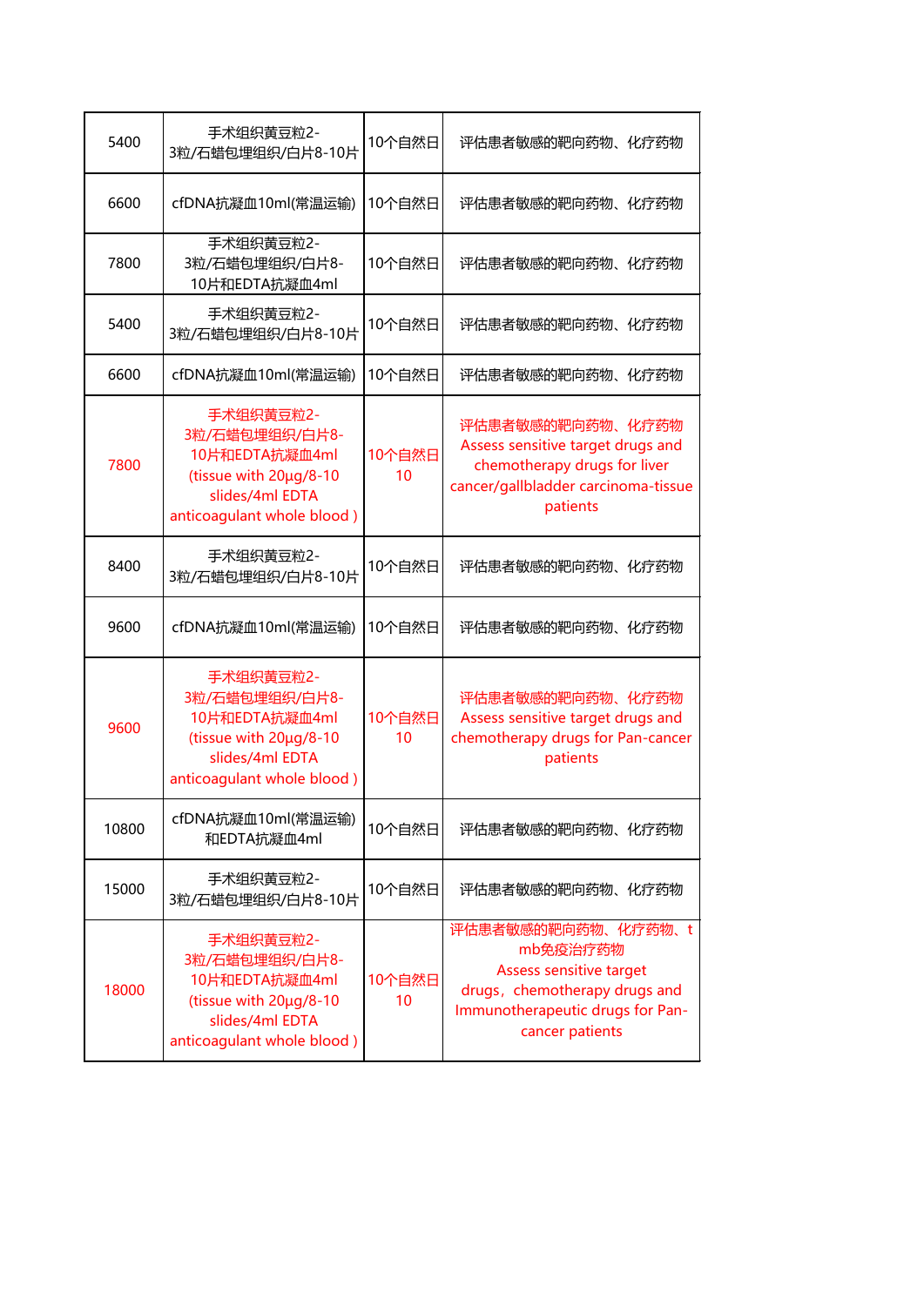| | | | |
|---|---|---|---|
| 5400 | 手术组织黄豆粒2-3粒/石蜡包埋组织/白片8-10片 | 10个自然日 | 评估患者敏感的靶向药物、化疗药物 |
| 6600 | cfDNA抗凝血10ml(常温运输) | 10个自然日 | 评估患者敏感的靶向药物、化疗药物 |
| 7800 | 手术组织黄豆粒2-3粒/石蜡包埋组织/白片8-10片和EDTA抗凝血4ml | 10个自然日 | 评估患者敏感的靶向药物、化疗药物 |
| 5400 | 手术组织黄豆粒2-3粒/石蜡包埋组织/白片8-10片 | 10个自然日 | 评估患者敏感的靶向药物、化疗药物 |
| 6600 | cfDNA抗凝血10ml(常温运输) | 10个自然日 | 评估患者敏感的靶向药物、化疗药物 |
| 7800 | 手术组织黄豆粒2-3粒/石蜡包埋组织/白片8-10片和EDTA抗凝血4ml (tissue with 20μg/8-10 slides/4ml EDTA anticoagulant whole blood ) | 10个自然日 10 | 评估患者敏感的靶向药物、化疗药物 Assess sensitive target drugs and chemotherapy drugs for liver cancer/gallbladder carcinoma-tissue patients |
| 8400 | 手术组织黄豆粒2-3粒/石蜡包埋组织/白片8-10片 | 10个自然日 | 评估患者敏感的靶向药物、化疗药物 |
| 9600 | cfDNA抗凝血10ml(常温运输) | 10个自然日 | 评估患者敏感的靶向药物、化疗药物 |
| 9600 | 手术组织黄豆粒2-3粒/石蜡包埋组织/白片8-10片和EDTA抗凝血4ml (tissue with 20μg/8-10 slides/4ml EDTA anticoagulant whole blood ) | 10个自然日 10 | 评估患者敏感的靶向药物、化疗药物 Assess sensitive target drugs and chemotherapy drugs for Pan-cancer patients |
| 10800 | cfDNA抗凝血10ml(常温运输)和EDTA抗凝血4ml | 10个自然日 | 评估患者敏感的靶向药物、化疗药物 |
| 15000 | 手术组织黄豆粒2-3粒/石蜡包埋组织/白片8-10片 | 10个自然日 | 评估患者敏感的靶向药物、化疗药物 |
| 18000 | 手术组织黄豆粒2-3粒/石蜡包埋组织/白片8-10片和EDTA抗凝血4ml (tissue with 20μg/8-10 slides/4ml EDTA anticoagulant whole blood ) | 10个自然日 10 | 评估患者敏感的靶向药物、化疗药物、tmb免疫治疗药物 Assess sensitive target drugs，chemotherapy drugs and Immunotherapeutic drugs for Pan-cancer patients |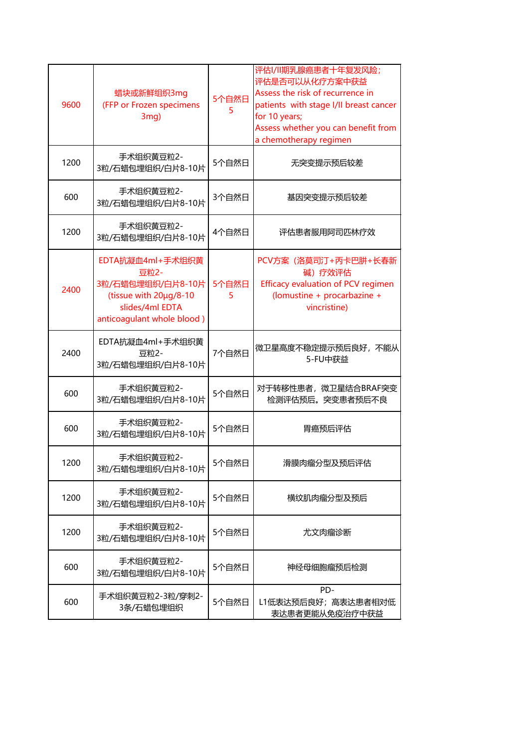| | | | |
|---|---|---|---|
| 9600 | 蜡块或新鲜组织3mg (FFP or Frozen specimens 3mg) | 5个自然日 5 | 评估I/II期乳腺癌患者十年复发风险；评估是否可以从化疗方案中获益 Assess the risk of recurrence in patients with stage I/II breast cancer for 10 years; Assess whether you can benefit from a chemotherapy regimen |
| 1200 | 手术组织黄豆粒2-3粒/石蜡包埋组织/白片8-10片 | 5个自然日 | 无突变提示预后较差 |
| 600 | 手术组织黄豆粒2-3粒/石蜡包埋组织/白片8-10片 | 3个自然日 | 基因突变提示预后较差 |
| 1200 | 手术组织黄豆粒2-3粒/石蜡包埋组织/白片8-10片 | 4个自然日 | 评估患者服用阿司匹林疗效 |
| 2400 | EDTA抗凝血4ml+手术组织黄豆粒2-3粒/石蜡包埋组织/白片8-10片 (tissue with 20μg/8-10 slides/4ml EDTA anticoagulant whole blood ) | 5个自然日 5 | PCV方案（洛莫司汀+丙卡巴肼+长春新碱）疗效评估 Efficacy evaluation of PCV regimen (lomustine + procarbazine + vincristine) |
| 2400 | EDTA抗凝血4ml+手术组织黄豆粒2-3粒/石蜡包埋组织/白片8-10片 | 7个自然日 | 微卫星高度不稳定提示预后良好，不能从5-FU中获益 |
| 600 | 手术组织黄豆粒2-3粒/石蜡包埋组织/白片8-10片 | 5个自然日 | 对于转移性患者，微卫星结合BRAF突变检测评估预后。突变患者预后不良 |
| 600 | 手术组织黄豆粒2-3粒/石蜡包埋组织/白片8-10片 | 5个自然日 | 胃癌预后评估 |
| 1200 | 手术组织黄豆粒2-3粒/石蜡包埋组织/白片8-10片 | 5个自然日 | 滑膜肉瘤分型及预后评估 |
| 1200 | 手术组织黄豆粒2-3粒/石蜡包埋组织/白片8-10片 | 5个自然日 | 横纹肌肉瘤分型及预后 |
| 1200 | 手术组织黄豆粒2-3粒/石蜡包埋组织/白片8-10片 | 5个自然日 | 尤文肉瘤诊断 |
| 600 | 手术组织黄豆粒2-3粒/石蜡包埋组织/白片8-10片 | 5个自然日 | 神经母细胞瘤预后检测 |
| 600 | 手术组织黄豆粒2-3粒/穿刺2-3条/石蜡包埋组织 | 5个自然日 | PD-L1低表达预后良好；高表达患者相对低表达患者更能从免疫治疗中获益 |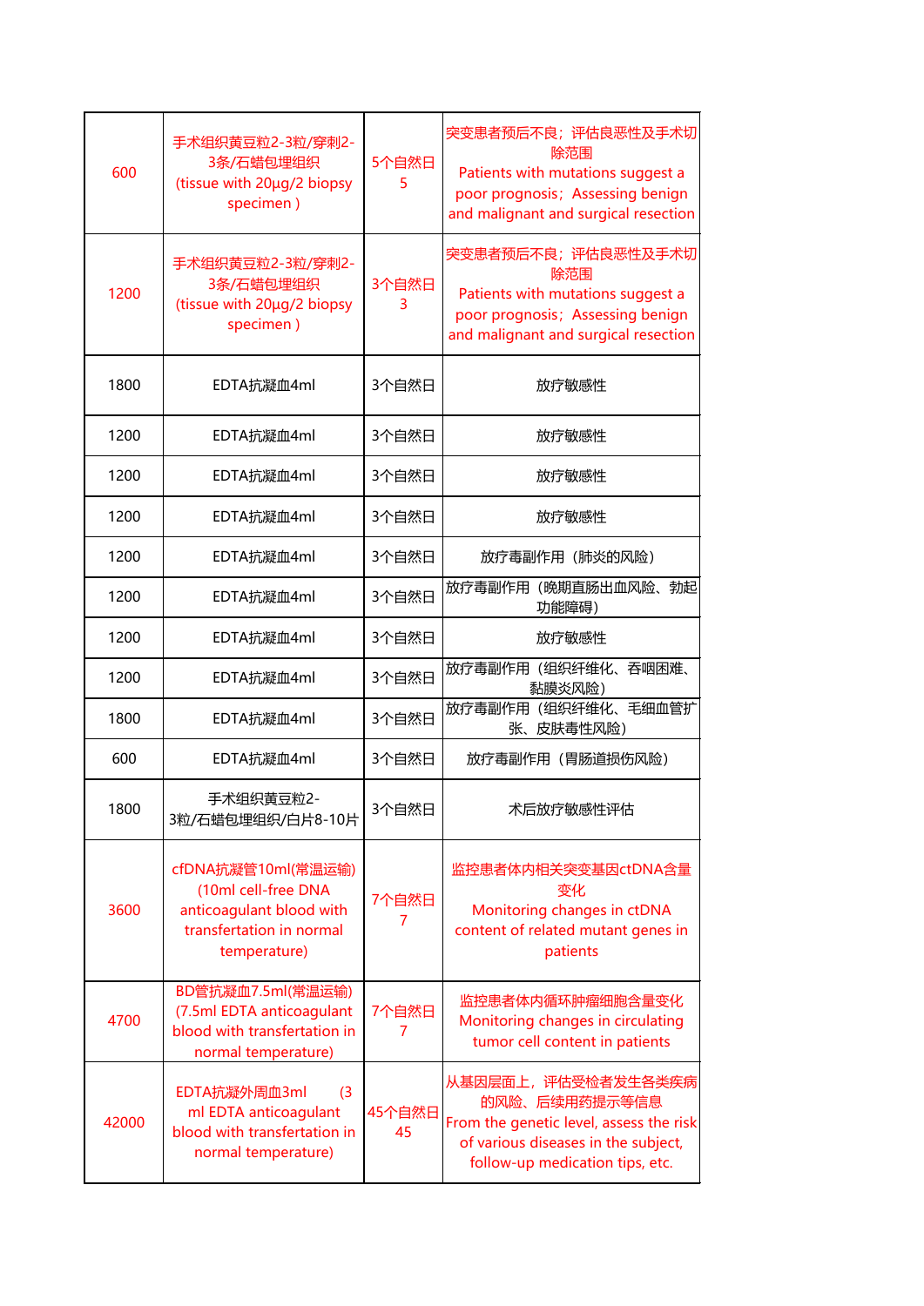| | | | |
|---|---|---|---|
| 600 | 手术组织黄豆粒2-3粒/穿刺2-3条/石蜡包埋组织 (tissue with 20μg/2 biopsy specimen ) | 5个自然日 5 | 突变患者预后不良；评估良恶性及手术切除范围 Patients with mutations suggest a poor prognosis；Assessing benign and malignant and surgical resection |
| 1200 | 手术组织黄豆粒2-3粒/穿刺2-3条/石蜡包埋组织 (tissue with 20μg/2 biopsy specimen ) | 3个自然日 3 | 突变患者预后不良；评估良恶性及手术切除范围 Patients with mutations suggest a poor prognosis；Assessing benign and malignant and surgical resection |
| 1800 | EDTA抗凝血4ml | 3个自然日 | 放疗敏感性 |
| 1200 | EDTA抗凝血4ml | 3个自然日 | 放疗敏感性 |
| 1200 | EDTA抗凝血4ml | 3个自然日 | 放疗敏感性 |
| 1200 | EDTA抗凝血4ml | 3个自然日 | 放疗敏感性 |
| 1200 | EDTA抗凝血4ml | 3个自然日 | 放疗毒副作用（肺炎的风险） |
| 1200 | EDTA抗凝血4ml | 3个自然日 | 放疗毒副作用（晚期直肠出血风险、勃起功能障碍） |
| 1200 | EDTA抗凝血4ml | 3个自然日 | 放疗敏感性 |
| 1200 | EDTA抗凝血4ml | 3个自然日 | 放疗毒副作用（组织纤维化、吞咽困难、黏膜炎风险） |
| 1800 | EDTA抗凝血4ml | 3个自然日 | 放疗毒副作用（组织纤维化、毛细血管扩张、皮肤毒性风险） |
| 600 | EDTA抗凝血4ml | 3个自然日 | 放疗毒副作用（胃肠道损伤风险） |
| 1800 | 手术组织黄豆粒2-3粒/石蜡包埋组织/白片8-10片 | 3个自然日 | 术后放疗敏感性评估 |
| 3600 | cfDNA抗凝管10ml(常温运输) (10ml cell-free DNA anticoagulant blood with transfertation in normal temperature) | 7个自然日 7 | 监控患者体内相关突变基因ctDNA含量变化 Monitoring changes in ctDNA content of related mutant genes in patients |
| 4700 | BD管抗凝血7.5ml(常温运输) (7.5ml EDTA anticoagulant blood with transfertation in normal temperature) | 7个自然日 7 | 监控患者体内循环肿瘤细胞含量变化 Monitoring changes in circulating tumor cell content in patients |
| 42000 | EDTA抗凝外周血3ml (3 ml EDTA anticoagulant blood with transfertation in normal temperature) | 45个自然日 45 | 从基因层面上，评估受检者发生各类疾病的风险、后续用药提示等信息 From the genetic level, assess the risk of various diseases in the subject, follow-up medication tips, etc. |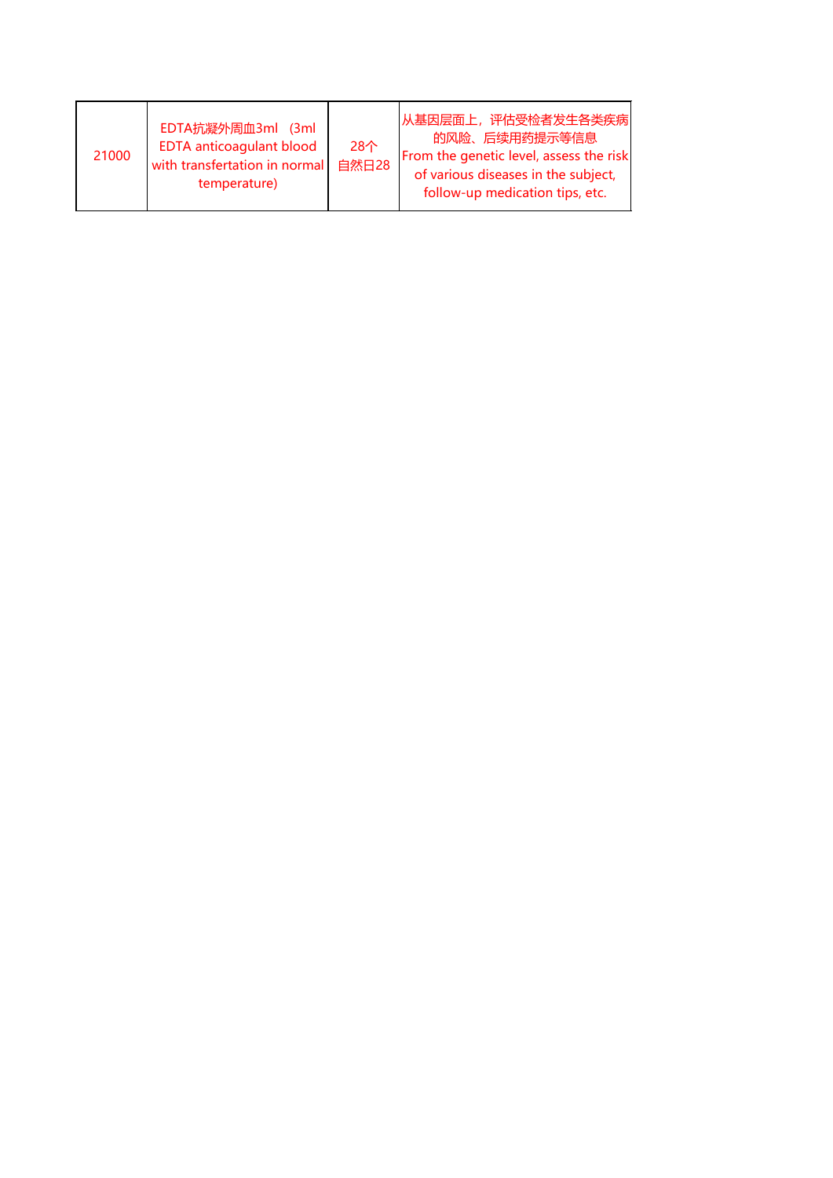| | | | |
|---|---|---|---|
| 21000 | EDTA抗凝外周血3ml （3ml EDTA anticoagulant blood with transfertation in normal temperature) | 28个自然日28 | 从基因层面上，评估受检者发生各类疾病的风险、后续用药提示等信息<br>From the genetic level, assess the risk of various diseases in the subject, follow-up medication tips, etc. |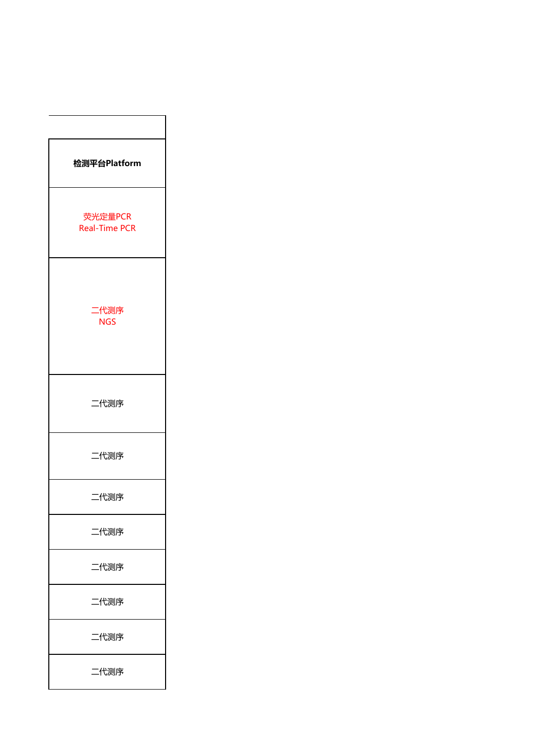| 检测平台Platform |
| --- |
| 荧光定量PCR<br>Real-Time PCR |
| 二代测序<br>NGS |
| 二代测序 |
| 二代测序 |
| 二代测序 |
| 二代测序 |
| 二代测序 |
| 二代测序 |
| 二代测序 |
| 二代测序 |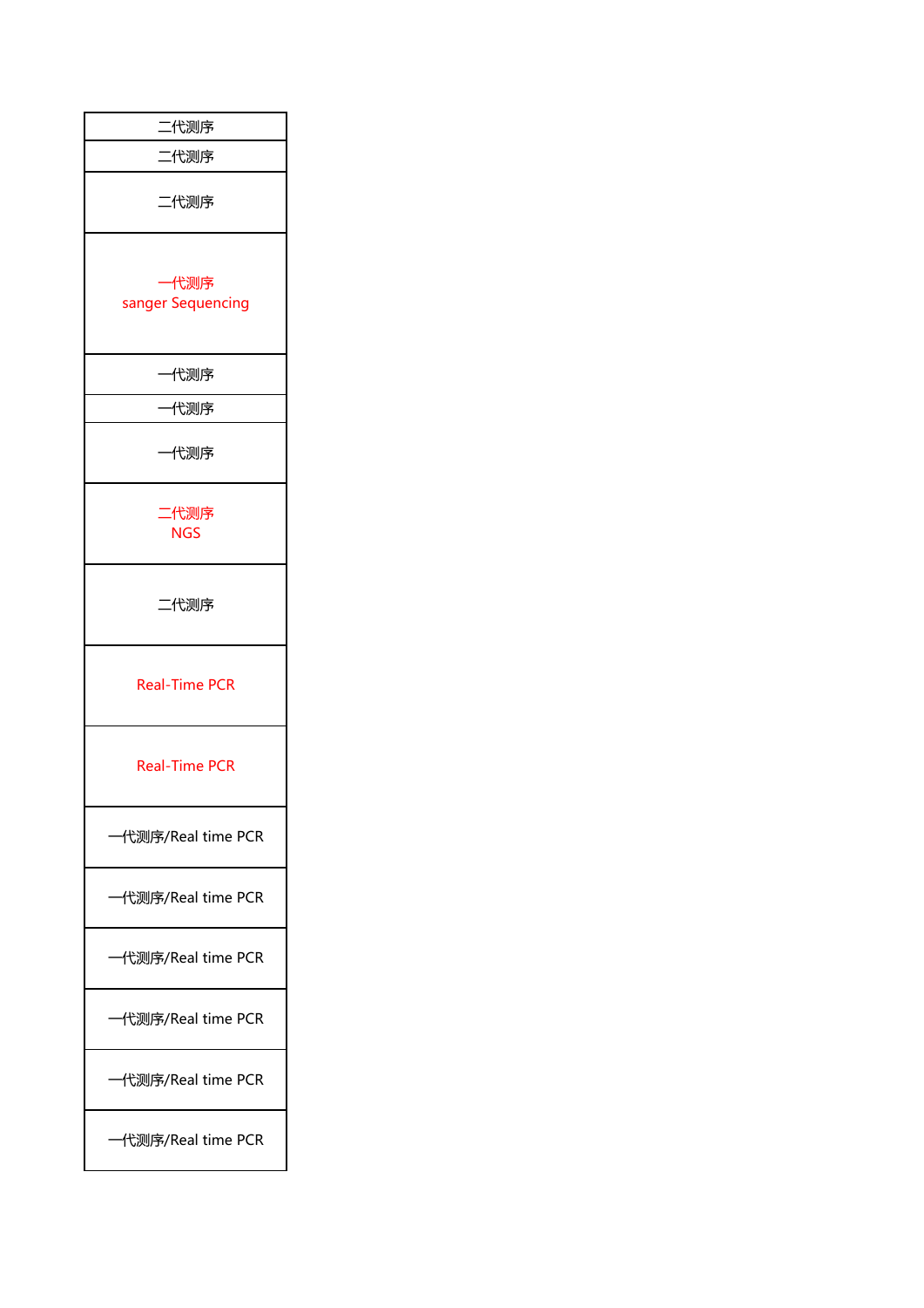| 二代测序 |
| --- |
| 二代测序 |
| 二代测序 |
| 一代测序<br>sanger Sequencing |
| 一代测序 |
| 一代测序 |
| 一代测序 |
| 二代测序<br>NGS |
| 二代测序 |
| Real-Time PCR |
| Real-Time PCR |
| 一代测序/Real time PCR |
| 一代测序/Real time PCR |
| 一代测序/Real time PCR |
| 一代测序/Real time PCR |
| 一代测序/Real time PCR |
| 一代测序/Real time PCR |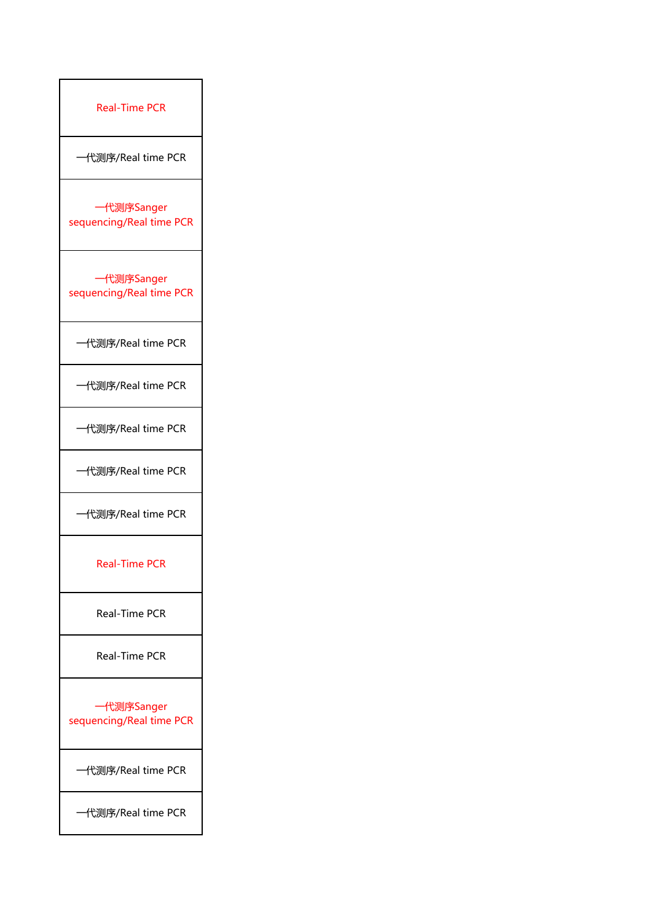| Real-Time PCR |
|---|
| 一代测序/Real time PCR |
| 一代测序Sanger sequencing/Real time PCR |
| 一代测序Sanger sequencing/Real time PCR |
| 一代测序/Real time PCR |
| 一代测序/Real time PCR |
| 一代测序/Real time PCR |
| 一代测序/Real time PCR |
| 一代测序/Real time PCR |
| Real-Time PCR |
| Real-Time PCR |
| Real-Time PCR |
| 一代测序Sanger sequencing/Real time PCR |
| 一代测序/Real time PCR |
| 一代测序/Real time PCR |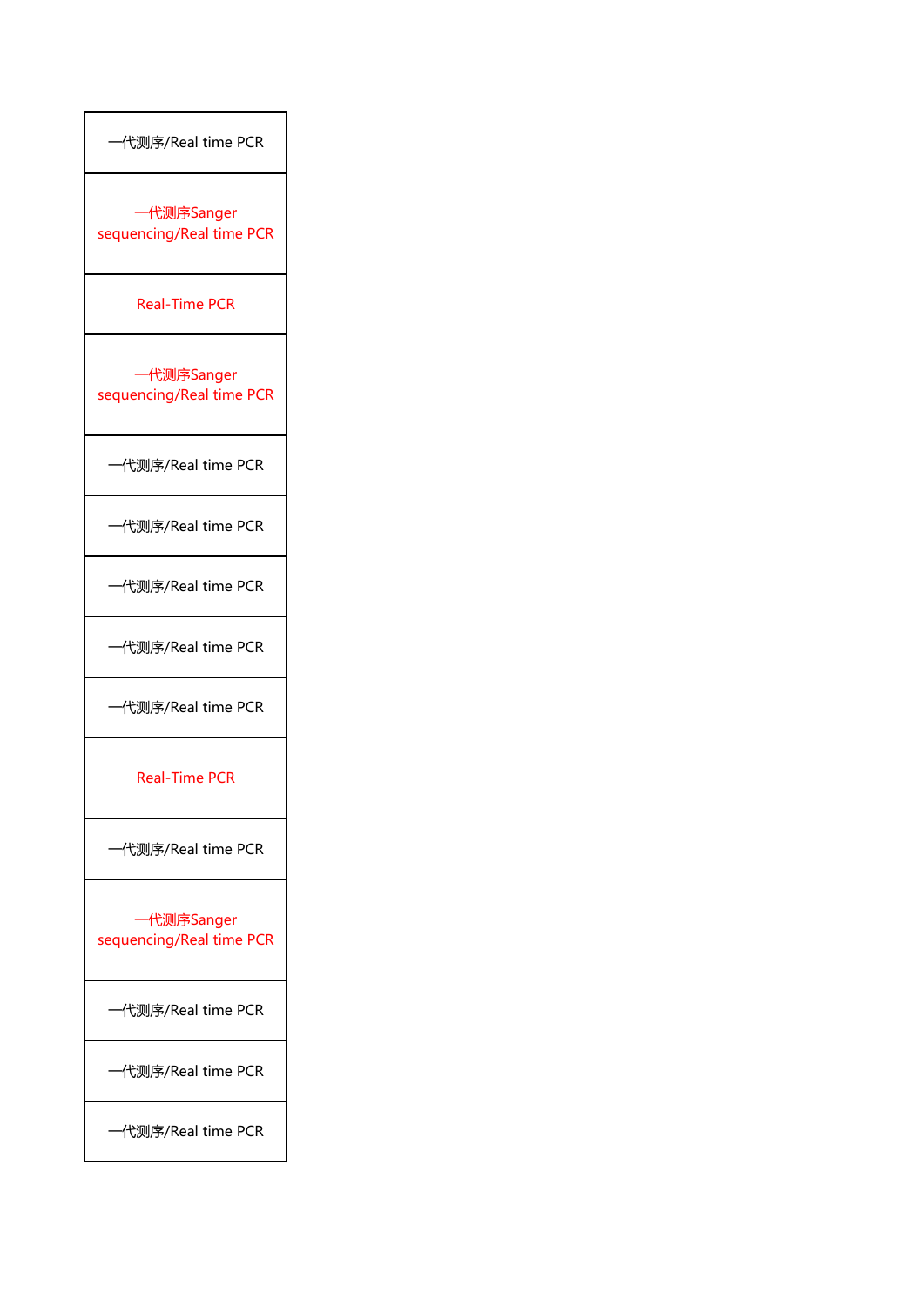| 一代测序/Real time PCR |
| --- |
| 一代测序Sanger sequencing/Real time PCR |
| Real-Time PCR |
| 一代测序Sanger sequencing/Real time PCR |
| 一代测序/Real time PCR |
| 一代测序/Real time PCR |
| 一代测序/Real time PCR |
| 一代测序/Real time PCR |
| 一代测序/Real time PCR |
| Real-Time PCR |
| 一代测序/Real time PCR |
| 一代测序Sanger sequencing/Real time PCR |
| 一代测序/Real time PCR |
| 一代测序/Real time PCR |
| 一代测序/Real time PCR |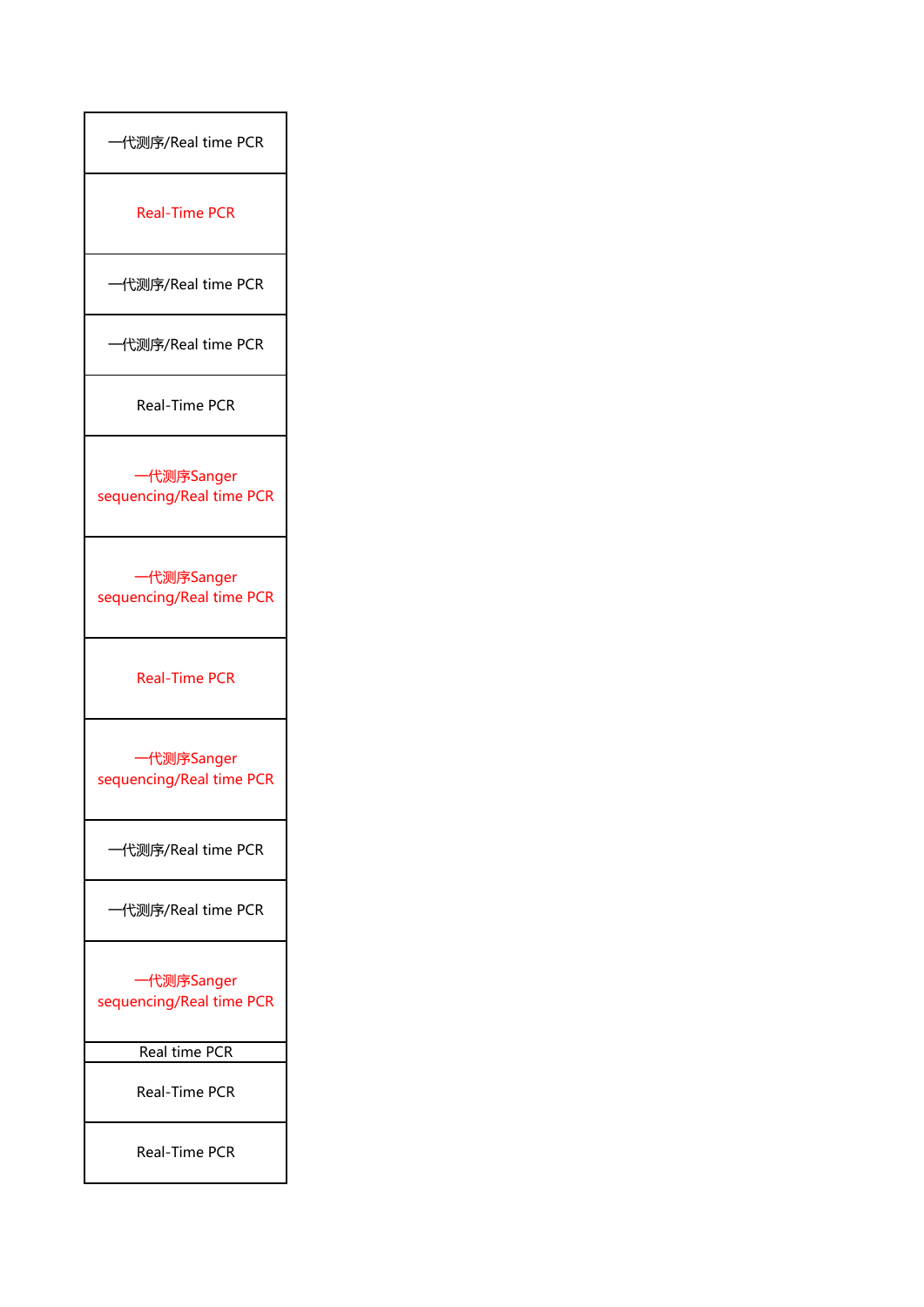| 一代测序/Real time PCR |
| --- |
| Real-Time PCR |
| 一代测序/Real time PCR |
| 一代测序/Real time PCR |
| Real-Time PCR |
| 一代测序Sanger sequencing/Real time PCR |
| 一代测序Sanger sequencing/Real time PCR |
| Real-Time PCR |
| 一代测序Sanger sequencing/Real time PCR |
| 一代测序/Real time PCR |
| 一代测序/Real time PCR |
| 一代测序Sanger sequencing/Real time PCR |
| Real time PCR |
| Real-Time PCR |
| Real-Time PCR |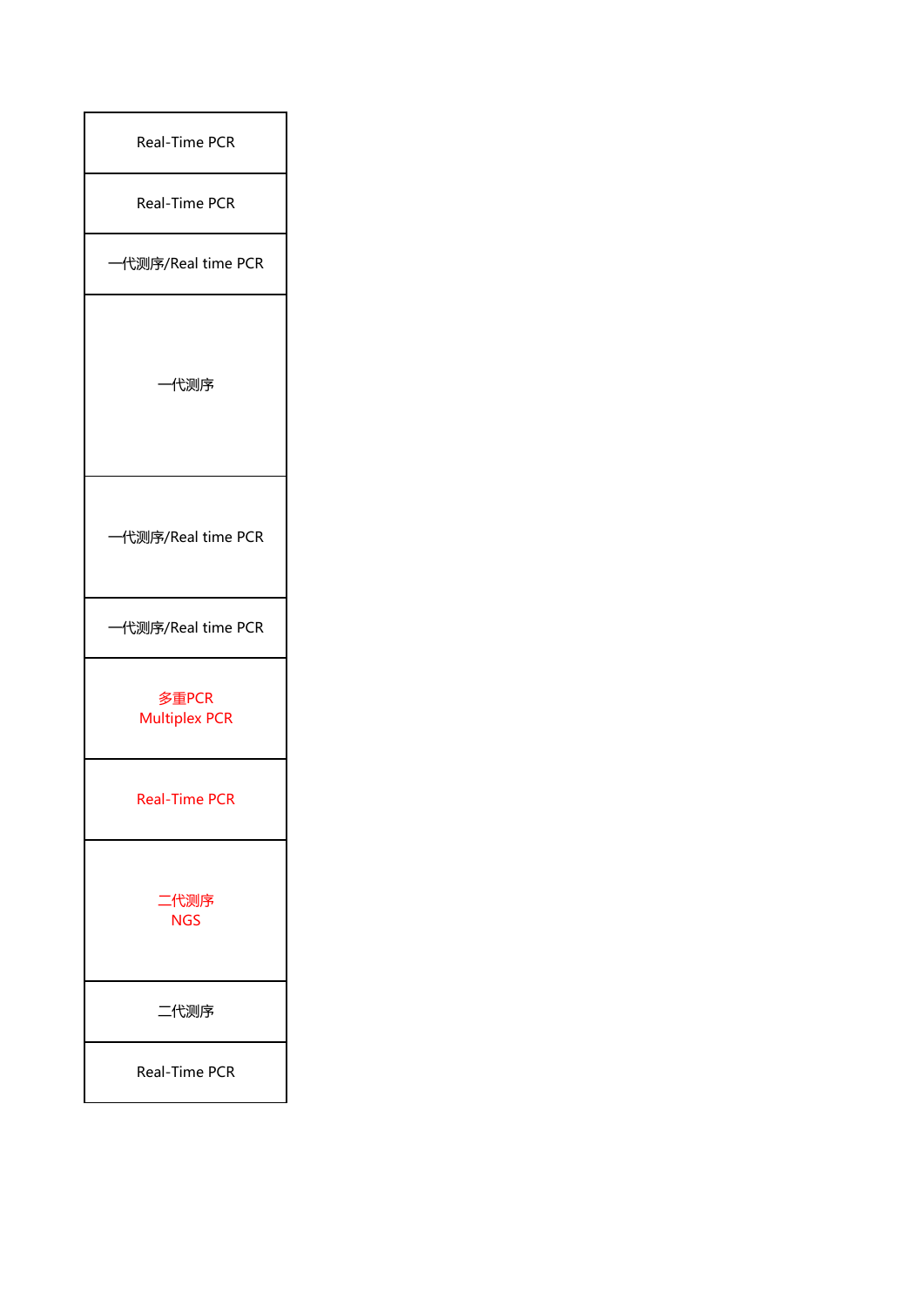| Real-Time PCR |
|---|
| Real-Time PCR |
| 一代测序/Real time PCR |
| 一代测序 |
| 一代测序/Real time PCR |
| 一代测序/Real time PCR |
| 多重PCR<br>Multiplex PCR |
| Real-Time PCR |
| 二代测序<br>NGS |
| 二代测序 |
| Real-Time PCR |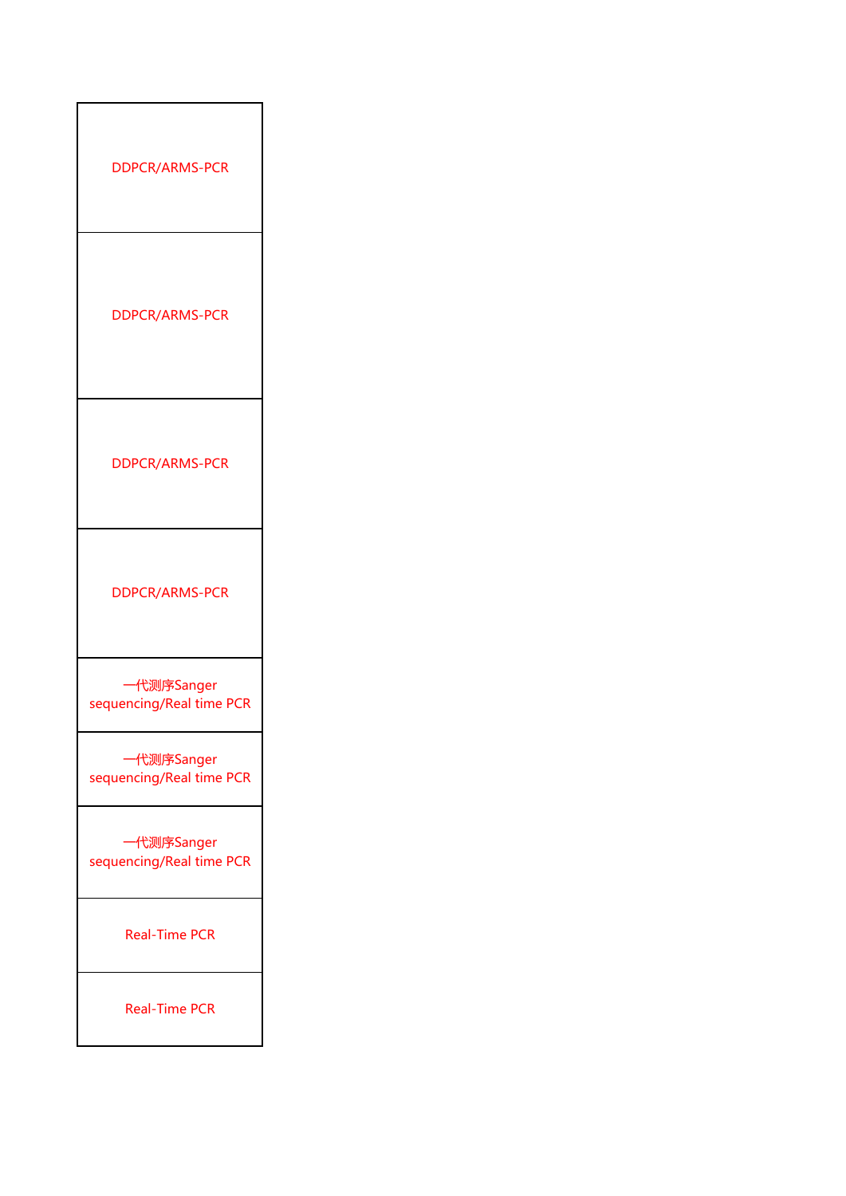| |
|---|
| DDPCR/ARMS-PCR |
| DDPCR/ARMS-PCR |
| DDPCR/ARMS-PCR |
| DDPCR/ARMS-PCR |
| 一代测序Sanger sequencing/Real time PCR |
| 一代测序Sanger sequencing/Real time PCR |
| 一代测序Sanger sequencing/Real time PCR |
| Real-Time PCR |
| Real-Time PCR |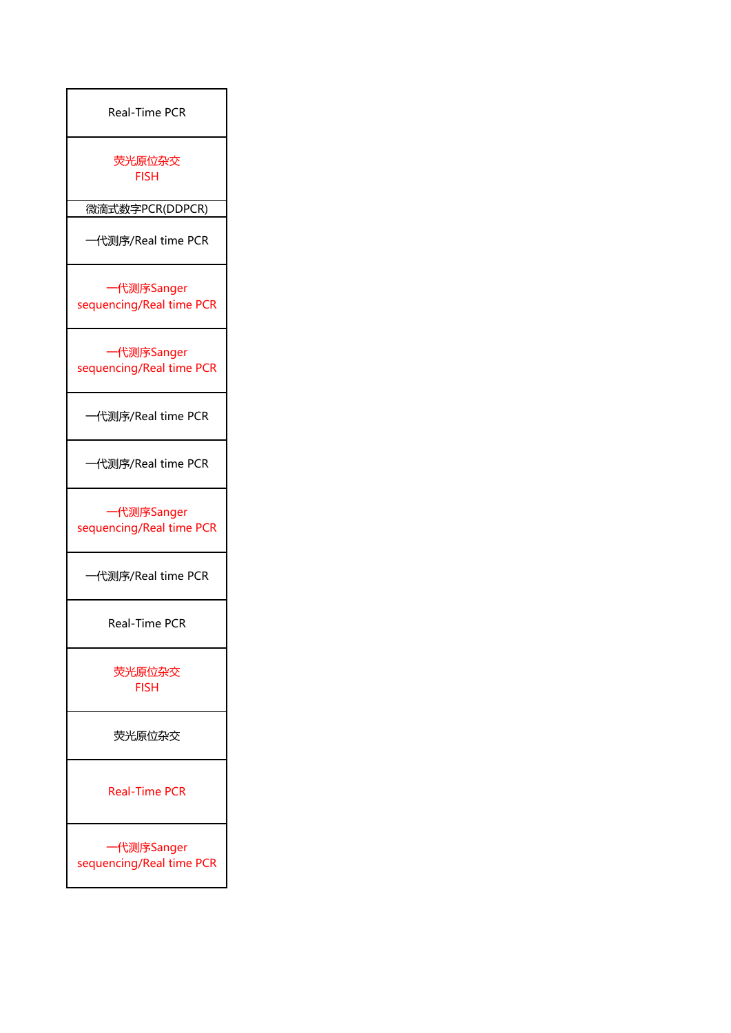| Real-Time PCR |
| --- |
| 荧光原位杂交 FISH |
| 微滴式数字PCR(DDPCR) |
| 一代测序/Real time PCR |
| 一代测序Sanger sequencing/Real time PCR |
| 一代测序Sanger sequencing/Real time PCR |
| 一代测序/Real time PCR |
| 一代测序/Real time PCR |
| 一代测序Sanger sequencing/Real time PCR |
| 一代测序/Real time PCR |
| Real-Time PCR |
| 荧光原位杂交 FISH |
| 荧光原位杂交 |
| Real-Time PCR |
| 一代测序Sanger sequencing/Real time PCR |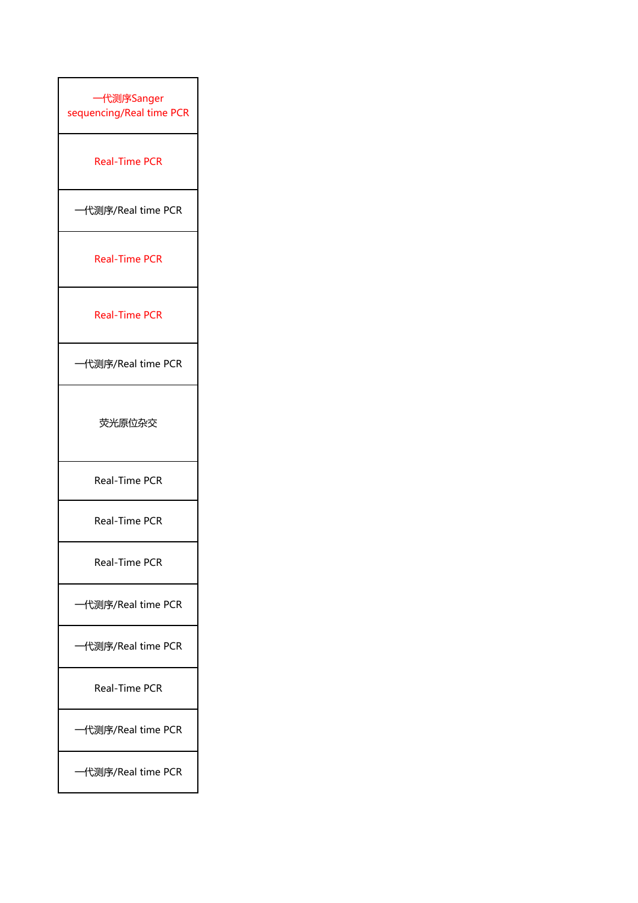| 一代测序Sanger sequencing/Real time PCR |
| --- |
| Real-Time PCR |
| 一代测序/Real time PCR |
| Real-Time PCR |
| Real-Time PCR |
| 一代测序/Real time PCR |
| 荧光原位杂交 |
| Real-Time PCR |
| Real-Time PCR |
| Real-Time PCR |
| 一代测序/Real time PCR |
| 一代测序/Real time PCR |
| Real-Time PCR |
| 一代测序/Real time PCR |
| 一代测序/Real time PCR |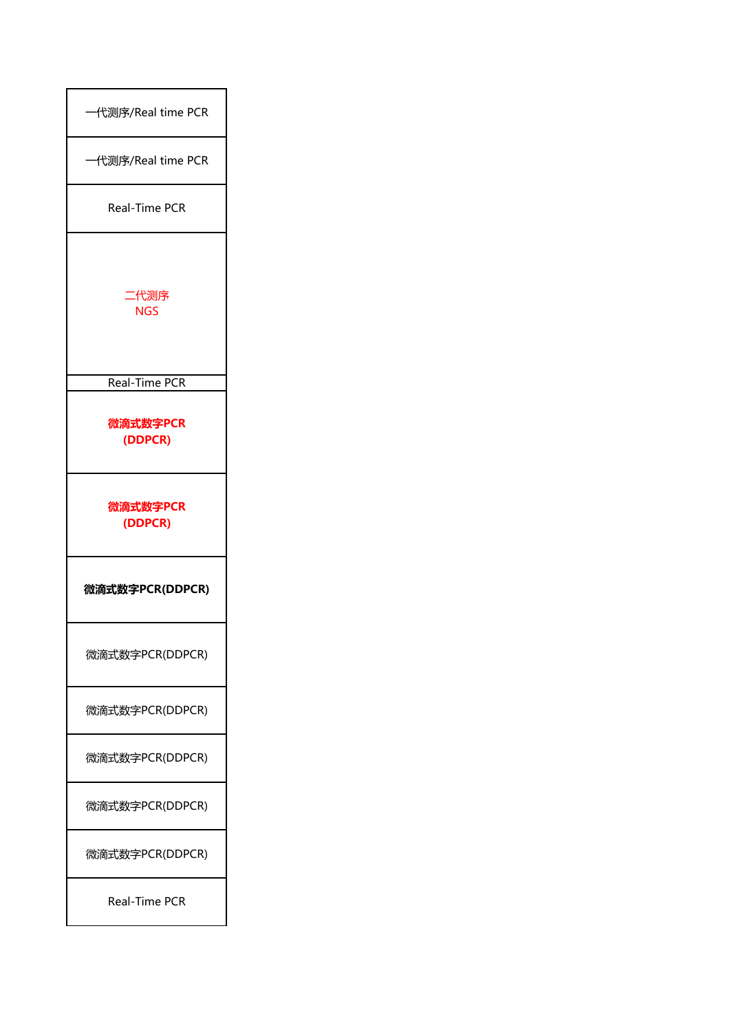| 一代测序/Real time PCR |
| --- |
| 一代测序/Real time PCR |
| Real-Time PCR |
| 二代测序<br>NGS |
| Real-Time PCR |
| **微滴式数字PCR<br>(DDPCR)** |
| **微滴式数字PCR<br>(DDPCR)** |
| **微滴式数字PCR(DDPCR)** |
| 微滴式数字PCR(DDPCR) |
| 微滴式数字PCR(DDPCR) |
| 微滴式数字PCR(DDPCR) |
| 微滴式数字PCR(DDPCR) |
| 微滴式数字PCR(DDPCR) |
| Real-Time PCR |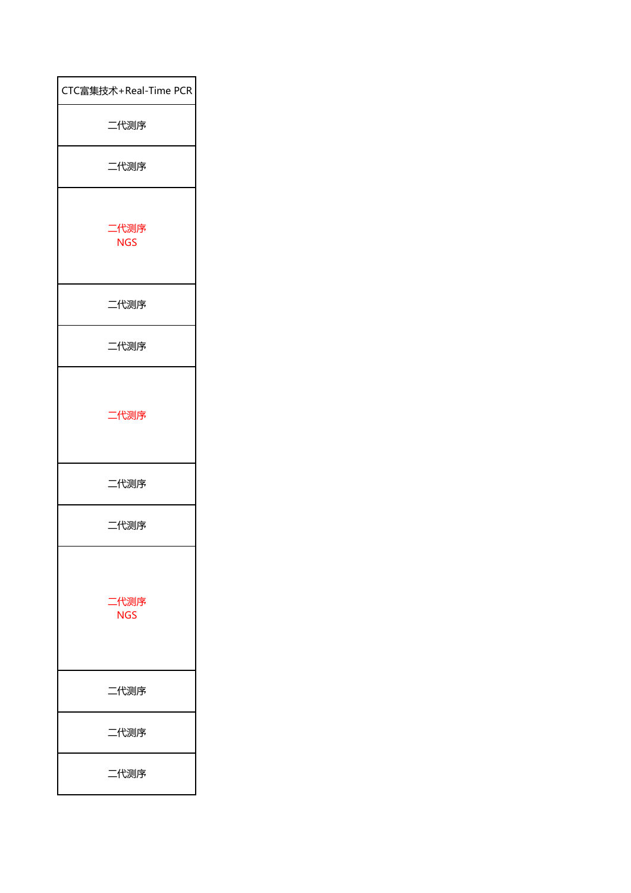| CTC富集技术+Real-Time PCR |
| --- |
| 二代测序 |
| 二代测序 |
| 二代测序<br>NGS |
| 二代测序 |
| 二代测序 |
| 二代测序 |
| 二代测序 |
| 二代测序 |
| 二代测序<br>NGS |
| 二代测序 |
| 二代测序 |
| 二代测序 |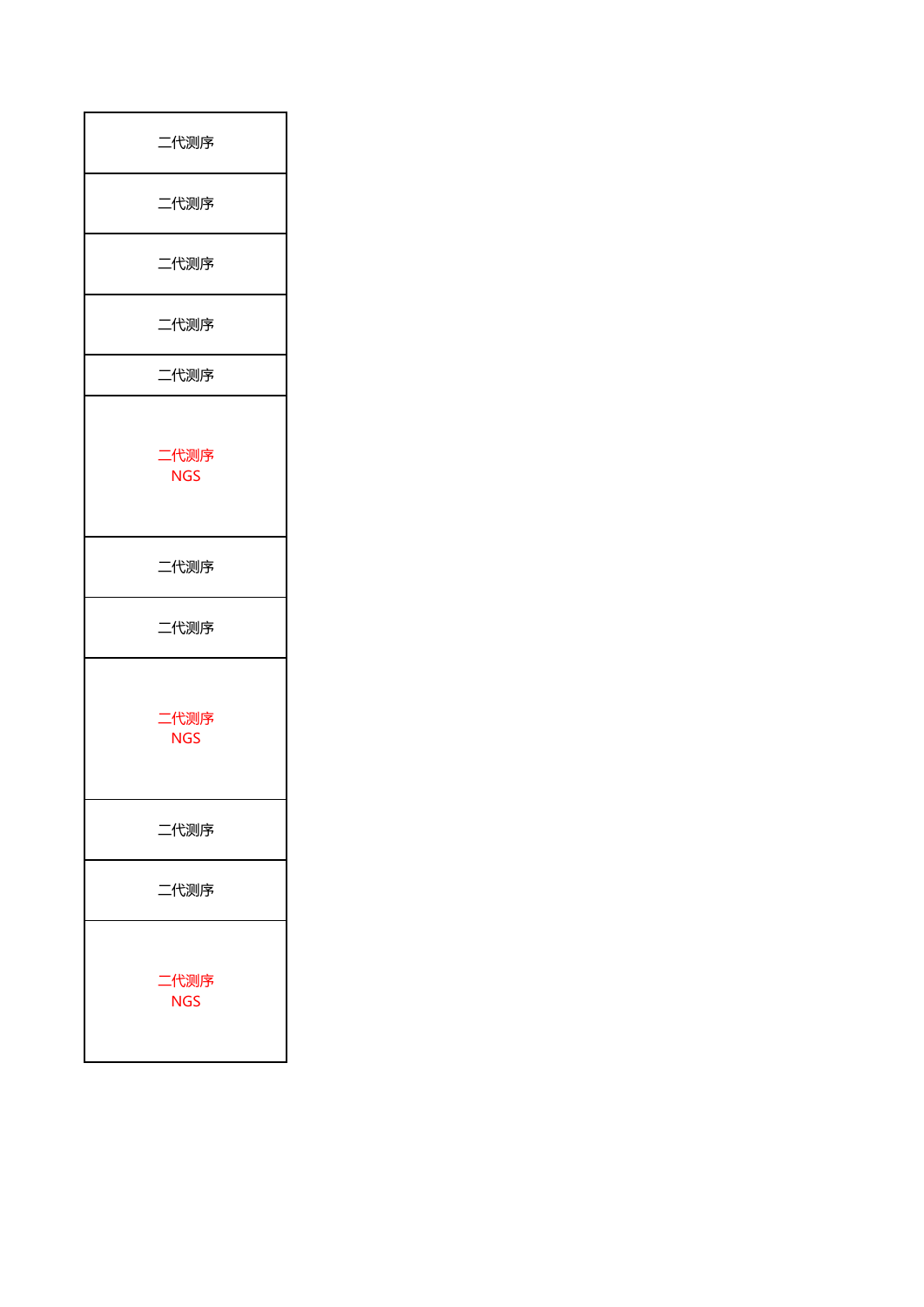| 二代测序 |
|---|
| 二代测序 |
| 二代测序 |
| 二代测序 |
| 二代测序 |
| 二代测序 NGS |
| 二代测序 |
| 二代测序 |
| 二代测序 NGS |
| 二代测序 |
| 二代测序 |
| 二代测序 NGS |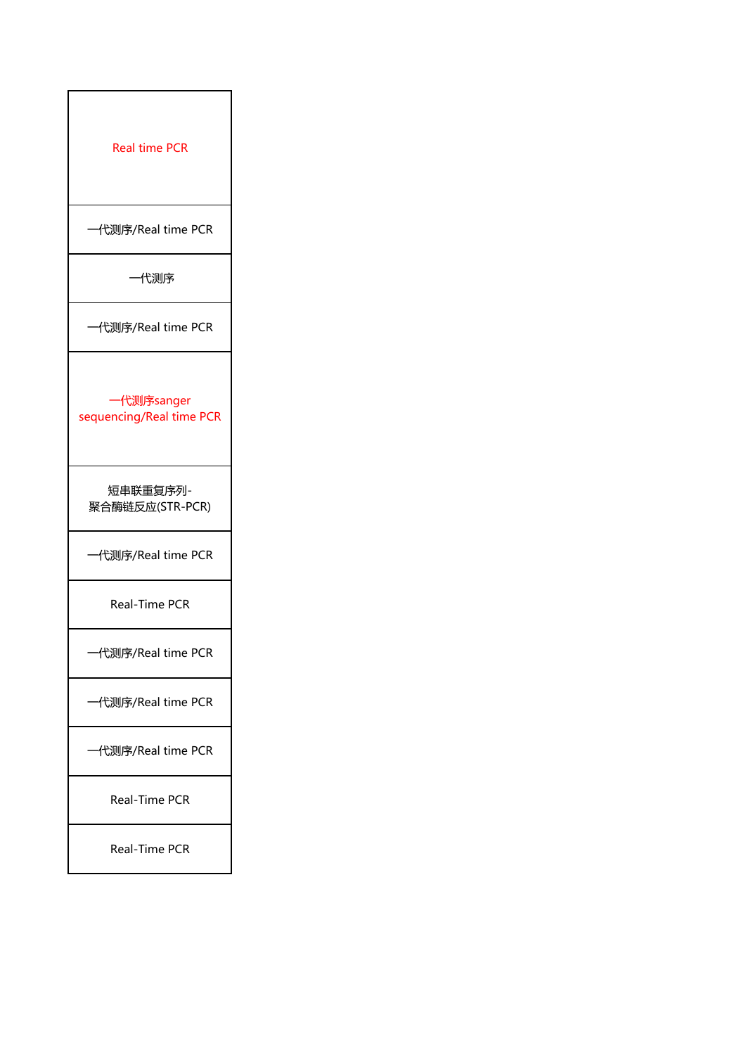| Real time PCR |
| --- |
| 一代测序/Real time PCR |
| 一代测序 |
| 一代测序/Real time PCR |
| 一代测序sanger sequencing/Real time PCR |
| 短串联重复序列-聚合酶链反应(STR-PCR) |
| 一代测序/Real time PCR |
| Real-Time PCR |
| 一代测序/Real time PCR |
| 一代测序/Real time PCR |
| 一代测序/Real time PCR |
| Real-Time PCR |
| Real-Time PCR |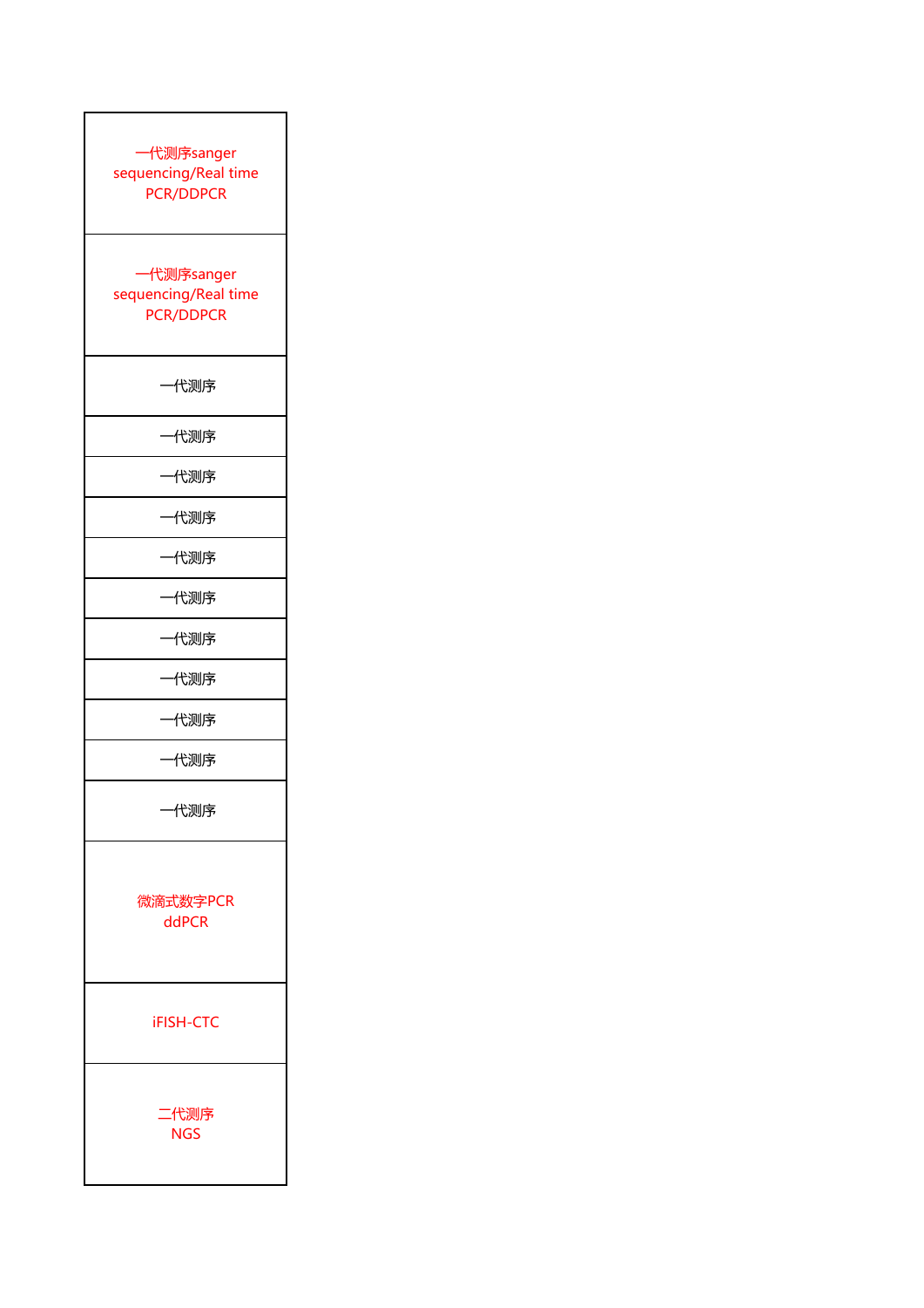| |
|---|
| 一代测序sanger sequencing/Real time PCR/DDPCR |
| 一代测序sanger sequencing/Real time PCR/DDPCR |
| 一代测序 |
| 一代测序 |
| 一代测序 |
| 一代测序 |
| 一代测序 |
| 一代测序 |
| 一代测序 |
| 一代测序 |
| 一代测序 |
| 一代测序 |
| 一代测序 |
| 微滴式数字PCR ddPCR |
| iFISH-CTC |
| 二代测序 NGS |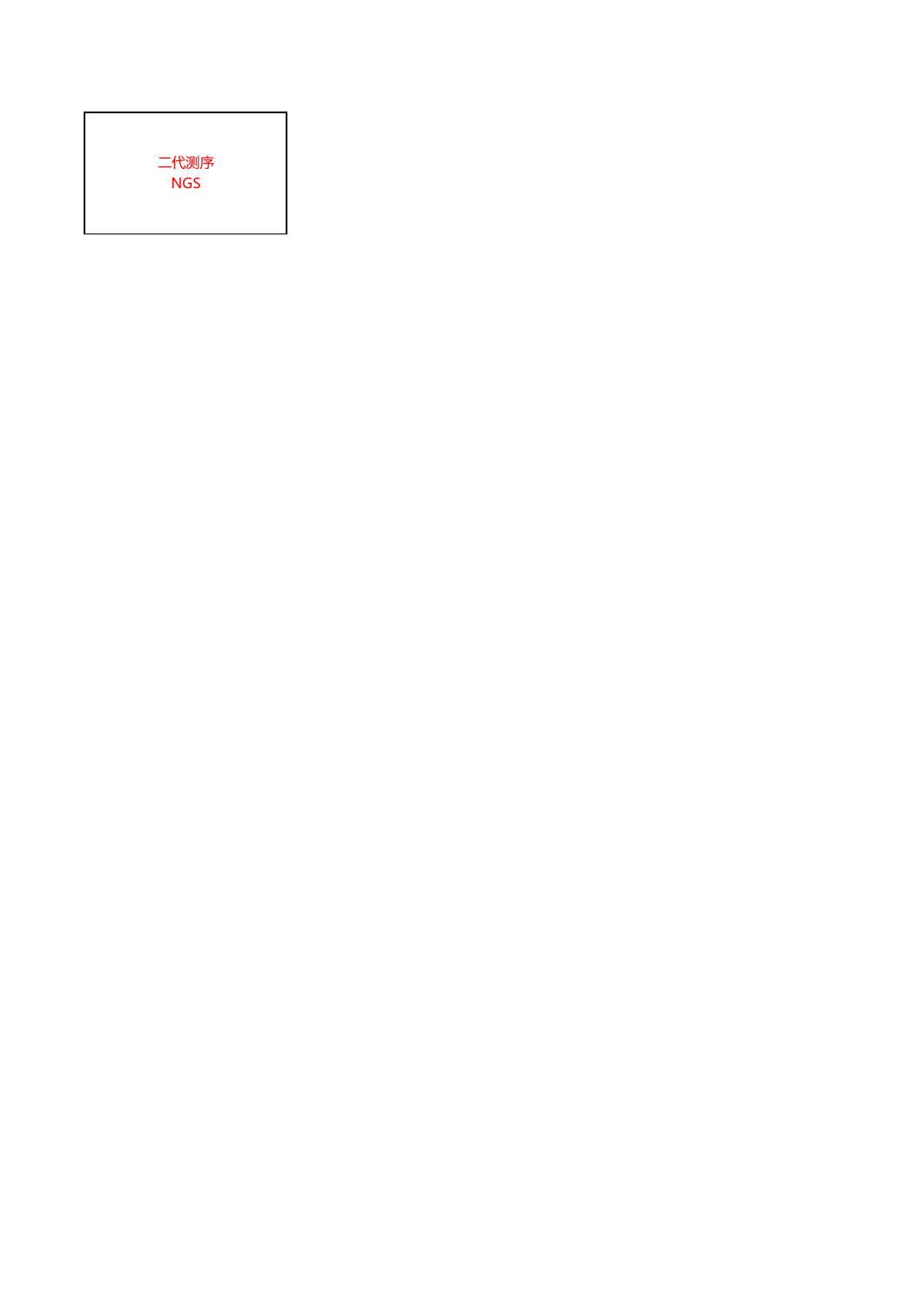二代测序
NGS